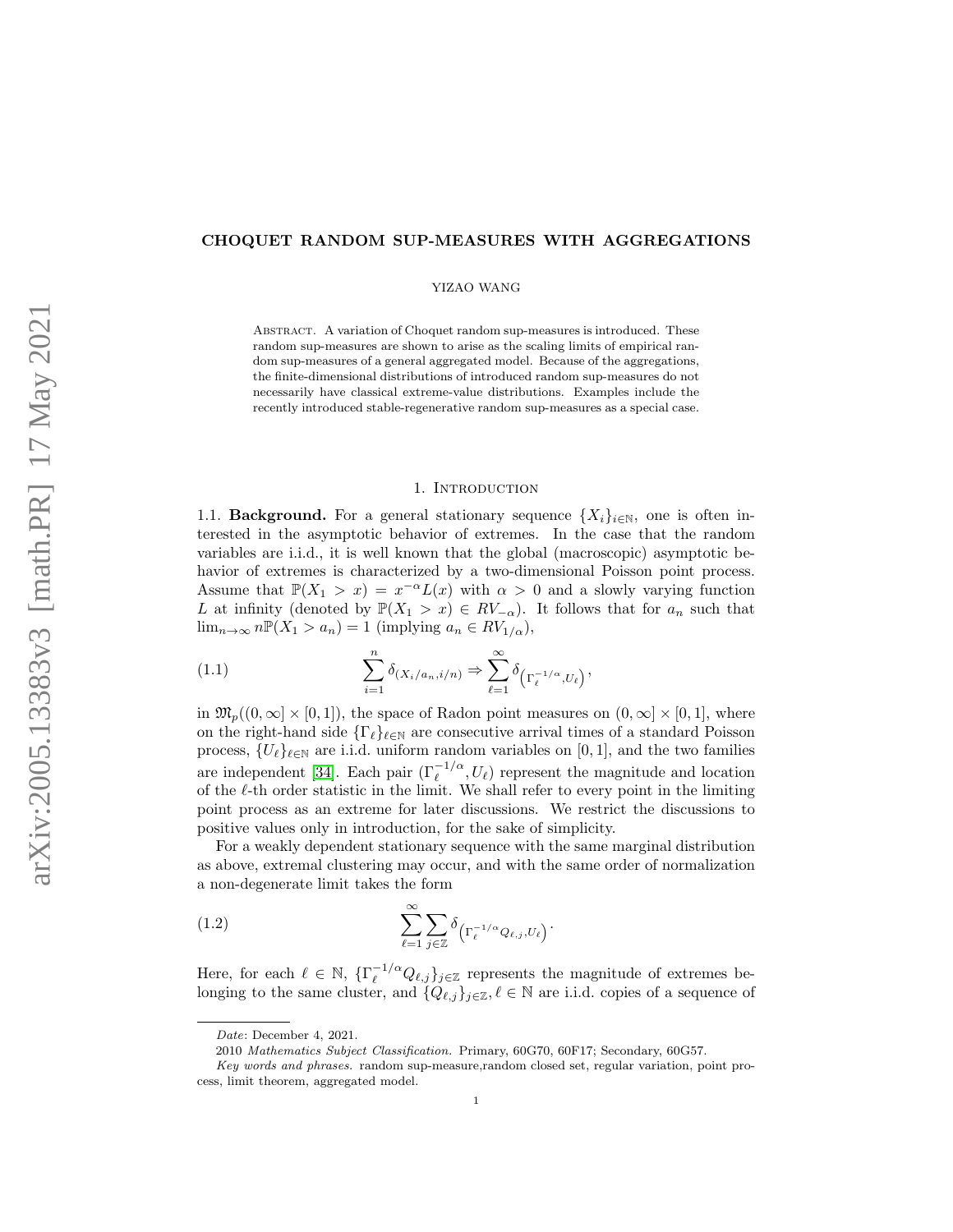# CHOQUET RANDOM SUP-MEASURES WITH AGGREGATIONS

YIZAO WANG

Abstract. A variation of Choquet random sup-measures is introduced. These random sup-measures are shown to arise as the scaling limits of empirical random sup-measures of a general aggregated model. Because of the aggregations, the finite-dimensional distributions of introduced random sup-measures do not necessarily have classical extreme-value distributions. Examples include the recently introduced stable-regenerative random sup-measures as a special case.

## 1. Introduction

1.1. **Background.** For a general stationary sequence $\{X_i\}_{i\in\mathbb{N}}$, one is often interested in the asymptotic behavior of extremes. In the case that the random variables are i.i.d., it is well known that the global (macroscopic) asymptotic behavior of extremes is characterized by a two-dimensional Poisson point process. Assume that $\mathbb{P}(X_1 > x) = x^{-\alpha}L(x)$ with $\alpha > 0$ and a slowly varying function $L$ at infinity (denoted by $\mathbb{P}(X_1 > x) \in RV_{-\alpha}$). It follows that for $a_n$ such that $\lim_{n\to\infty} n\mathbb{P}(X_1 > a_n) = 1$ (implying $a_n \in RV_{1/\alpha}$),

$$\sum_{i=1}^{n} \delta_{(X_i/a_n, i/n)} \Rightarrow \sum_{\ell=1}^{\infty} \delta_{\left(\Gamma_\ell^{-1/\alpha}, U_\ell\right)}, \tag{1.1}$$

in $\mathfrak{M}_p((0,\infty]\times[0,1])$, the space of Radon point measures on $(0,\infty]\times[0,1]$, where on the right-hand side $\{\Gamma_\ell\}_{\ell\in\mathbb{N}}$ are consecutive arrival times of a standard Poisson process, $\{U_\ell\}_{\ell\in\mathbb{N}}$ are i.i.d. uniform random variables on $[0,1]$, and the two families are independent [34]. Each pair $(\Gamma_\ell^{-1/\alpha}, U_\ell)$ represent the magnitude and location of the $\ell$-th order statistic in the limit. We shall refer to every point in the limiting point process as an extreme for later discussions. We restrict the discussions to positive values only in introduction, for the sake of simplicity.

For a weakly dependent stationary sequence with the same marginal distribution as above, extremal clustering may occur, and with the same order of normalization a non-degenerate limit takes the form

$$\sum_{\ell=1}^{\infty}\sum_{j\in\mathbb{Z}} \delta_{\left(\Gamma_\ell^{-1/\alpha}Q_{\ell,j}, U_\ell\right)}. \tag{1.2}$$

Here, for each $\ell\in\mathbb{N}$, $\{\Gamma_\ell^{-1/\alpha}Q_{\ell,j}\}_{j\in\mathbb{Z}}$ represents the magnitude of extremes belonging to the same cluster, and $\{Q_{\ell,j}\}_{j\in\mathbb{Z}}, \ell\in\mathbb{N}$ are i.i.d. copies of a sequence of

---

*Date*: December 4, 2021.

2010 *Mathematics Subject Classification.* Primary, 60G70, 60F17; Secondary, 60G57.

*Key words and phrases.* random sup-measure,random closed set, regular variation, point process, limit theorem, aggregated model.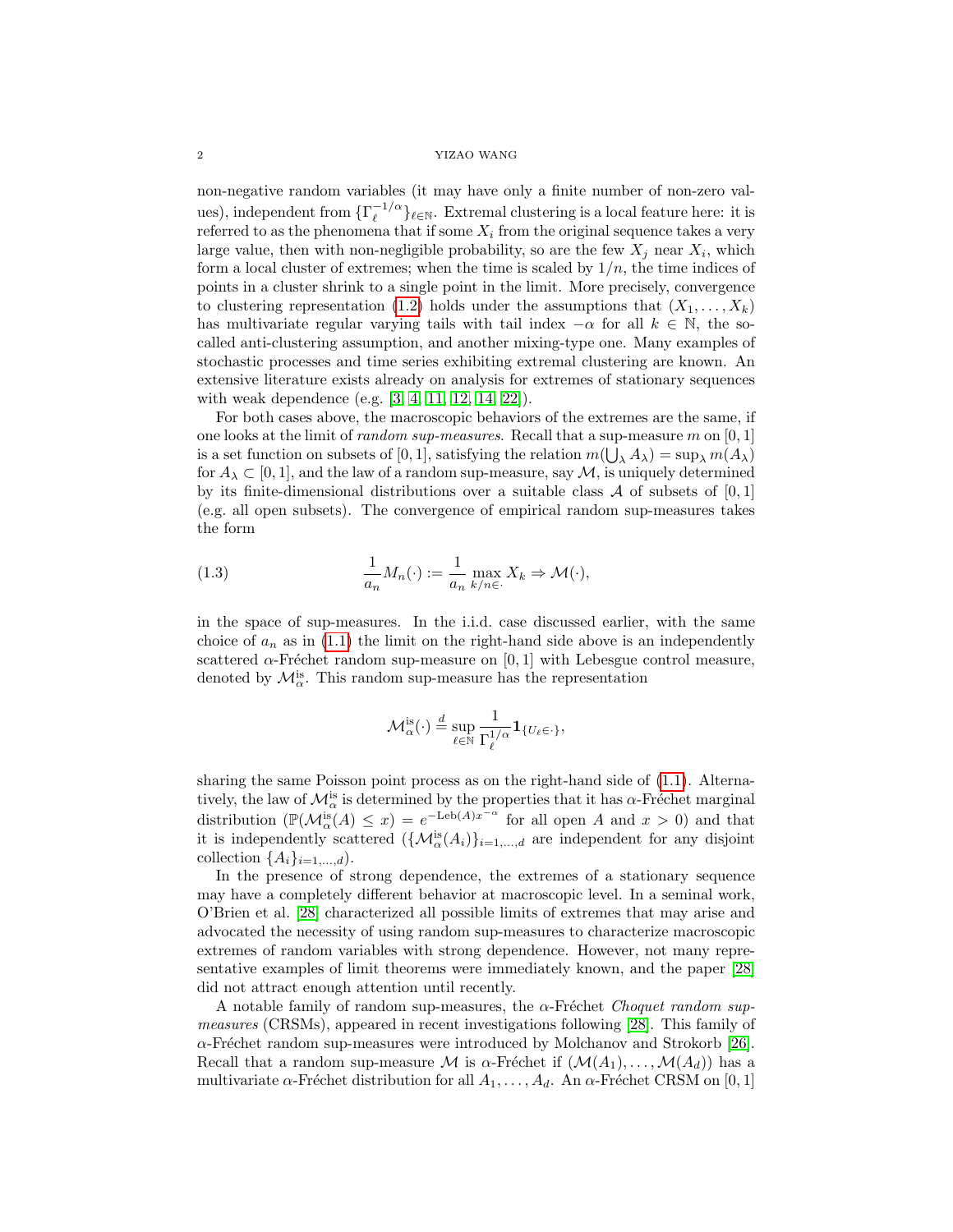non-negative random variables (it may have only a finite number of non-zero values), independent from $\{\Gamma_\ell^{-1/\alpha}\}_{\ell\in\mathbb{N}}$. Extremal clustering is a local feature here: it is referred to as the phenomena that if some $X_i$ from the original sequence takes a very large value, then with non-negligible probability, so are the few $X_j$ near $X_i$, which form a local cluster of extremes; when the time is scaled by $1/n$, the time indices of points in a cluster shrink to a single point in the limit. More precisely, convergence to clustering representation (1.2) holds under the assumptions that $(X_1, \dots, X_k)$ has multivariate regular varying tails with tail index $-\alpha$ for all $k \in \mathbb{N}$, the so-called anti-clustering assumption, and another mixing-type one. Many examples of stochastic processes and time series exhibiting extremal clustering are known. An extensive literature exists already on analysis for extremes of stationary sequences with weak dependence (e.g. [3, 4, 11, 12, 14, 22]).

For both cases above, the macroscopic behaviors of the extremes are the same, if one looks at the limit of *random sup-measures*. Recall that a sup-measure $m$ on $[0,1]$ is a set function on subsets of $[0,1]$, satisfying the relation $m(\bigcup_\lambda A_\lambda) = \sup_\lambda m(A_\lambda)$ for $A_\lambda \subset [0,1]$, and the law of a random sup-measure, say $\mathcal{M}$, is uniquely determined by its finite-dimensional distributions over a suitable class $\mathcal{A}$ of subsets of $[0,1]$ (e.g. all open subsets). The convergence of empirical random sup-measures takes the form

$$\frac{1}{a_n} M_n(\cdot) := \frac{1}{a_n} \max_{k/n \in \cdot} X_k \Rightarrow \mathcal{M}(\cdot), \tag{1.3}$$

in the space of sup-measures. In the i.i.d. case discussed earlier, with the same choice of $a_n$ as in (1.1) the limit on the right-hand side above is an independently scattered $\alpha$-Fréchet random sup-measure on $[0,1]$ with Lebesgue control measure, denoted by $\mathcal{M}_\alpha^{\rm is}$. This random sup-measure has the representation

$$\mathcal{M}_\alpha^{\rm is}(\cdot) \stackrel{d}{=} \sup_{\ell\in\mathbb{N}} \frac{1}{\Gamma_\ell^{1/\alpha}} \mathbf{1}_{\{U_\ell \in \cdot\}},$$

sharing the same Poisson point process as on the right-hand side of (1.1). Alternatively, the law of $\mathcal{M}_\alpha^{\rm is}$ is determined by the properties that it has $\alpha$-Fréchet marginal distribution ($\mathbb{P}(\mathcal{M}_\alpha^{\rm is}(A) \le x) = e^{-{\rm Leb}(A)x^{-\alpha}}$ for all open $A$ and $x > 0$) and that it is independently scattered ($\{\mathcal{M}_\alpha^{\rm is}(A_i)\}_{i=1,\dots,d}$ are independent for any disjoint collection $\{A_i\}_{i=1,\dots,d}$).

In the presence of strong dependence, the extremes of a stationary sequence may have a completely different behavior at macroscopic level. In a seminal work, O'Brien et al. [28] characterized all possible limits of extremes that may arise and advocated the necessity of using random sup-measures to characterize macroscopic extremes of random variables with strong dependence. However, not many representative examples of limit theorems were immediately known, and the paper [28] did not attract enough attention until recently.

A notable family of random sup-measures, the $\alpha$-Fréchet *Choquet random sup-measures* (CRSMs), appeared in recent investigations following [28]. This family of $\alpha$-Fréchet random sup-measures were introduced by Molchanov and Strokorb [26]. Recall that a random sup-measure $\mathcal{M}$ is $\alpha$-Fréchet if $(\mathcal{M}(A_1), \dots, \mathcal{M}(A_d))$ has a multivariate $\alpha$-Fréchet distribution for all $A_1, \dots, A_d$. An $\alpha$-Fréchet CRSM on $[0,1]$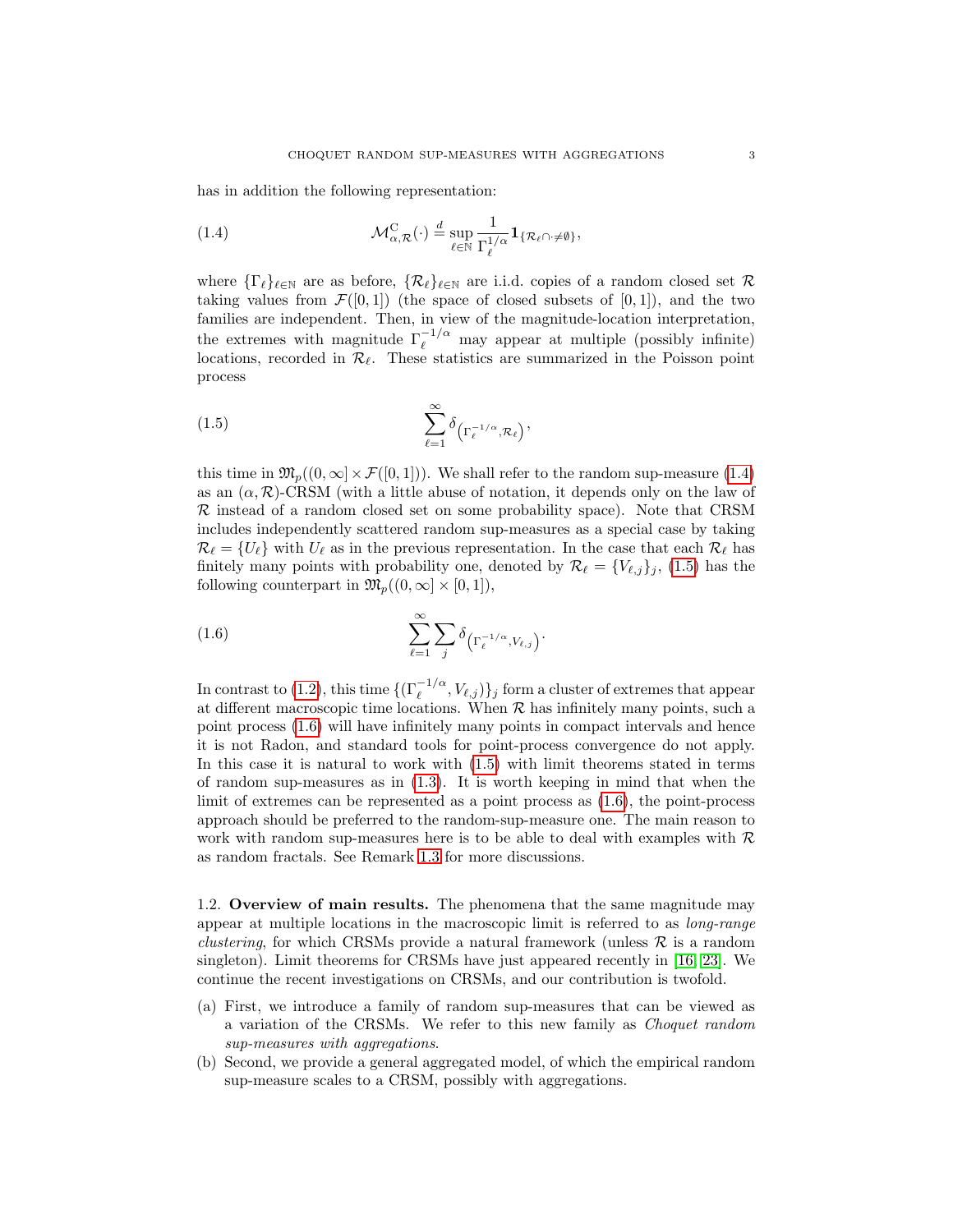has in addition the following representation:

$$\mathcal{M}^{\mathrm{C}}_{\alpha,\mathcal{R}}(\cdot) \stackrel{d}{=} \sup_{\ell\in\mathbb{N}} \frac{1}{\Gamma_\ell^{1/\alpha}} \mathbf{1}_{\{\mathcal{R}_\ell\cap\cdot\neq\emptyset\}}, \tag{1.4}$$

where $\{\Gamma_\ell\}_{\ell\in\mathbb{N}}$ are as before, $\{\mathcal{R}_\ell\}_{\ell\in\mathbb{N}}$ are i.i.d. copies of a random closed set $\mathcal{R}$ taking values from $\mathcal{F}([0,1])$ (the space of closed subsets of $[0,1]$), and the two families are independent. Then, in view of the magnitude-location interpretation, the extremes with magnitude $\Gamma_\ell^{-1/\alpha}$ may appear at multiple (possibly infinite) locations, recorded in $\mathcal{R}_\ell$. These statistics are summarized in the Poisson point process

$$\sum_{\ell=1}^\infty \delta_{\left(\Gamma_\ell^{-1/\alpha},\mathcal{R}_\ell\right)}, \tag{1.5}$$

this time in $\mathfrak{M}_p((0,\infty]\times\mathcal{F}([0,1]))$. We shall refer to the random sup-measure (1.4) as an $(\alpha,\mathcal{R})$-CRSM (with a little abuse of notation, it depends only on the law of $\mathcal{R}$ instead of a random closed set on some probability space). Note that CRSM includes independently scattered random sup-measures as a special case by taking $\mathcal{R}_\ell = \{U_\ell\}$ with $U_\ell$ as in the previous representation. In the case that each $\mathcal{R}_\ell$ has finitely many points with probability one, denoted by $\mathcal{R}_\ell = \{V_{\ell,j}\}_j$, (1.5) has the following counterpart in $\mathfrak{M}_p((0,\infty]\times[0,1])$,

$$\sum_{\ell=1}^\infty \sum_j \delta_{\left(\Gamma_\ell^{-1/\alpha},V_{\ell,j}\right)}. \tag{1.6}$$

In contrast to (1.2), this time $\{(\Gamma_\ell^{-1/\alpha},V_{\ell,j})\}_j$ form a cluster of extremes that appear at different macroscopic time locations. When $\mathcal{R}$ has infinitely many points, such a point process (1.6) will have infinitely many points in compact intervals and hence it is not Radon, and standard tools for point-process convergence do not apply. In this case it is natural to work with (1.5) with limit theorems stated in terms of random sup-measures as in (1.3). It is worth keeping in mind that when the limit of extremes can be represented as a point process as (1.6), the point-process approach should be preferred to the random-sup-measure one. The main reason to work with random sup-measures here is to be able to deal with examples with $\mathcal{R}$ as random fractals. See Remark 1.3 for more discussions.

## 1.2. Overview of main results.

**1.2. Overview of main results.** The phenomena that the same magnitude may appear at multiple locations in the macroscopic limit is referred to as *long-range clustering*, for which CRSMs provide a natural framework (unless $\mathcal{R}$ is a random singleton). Limit theorems for CRSMs have just appeared recently in [16, 23]. We continue the recent investigations on CRSMs, and our contribution is twofold.

(a) First, we introduce a family of random sup-measures that can be viewed as a variation of the CRSMs. We refer to this new family as *Choquet random sup-measures with aggregations*.
(b) Second, we provide a general aggregated model, of which the empirical random sup-measure scales to a CRSM, possibly with aggregations.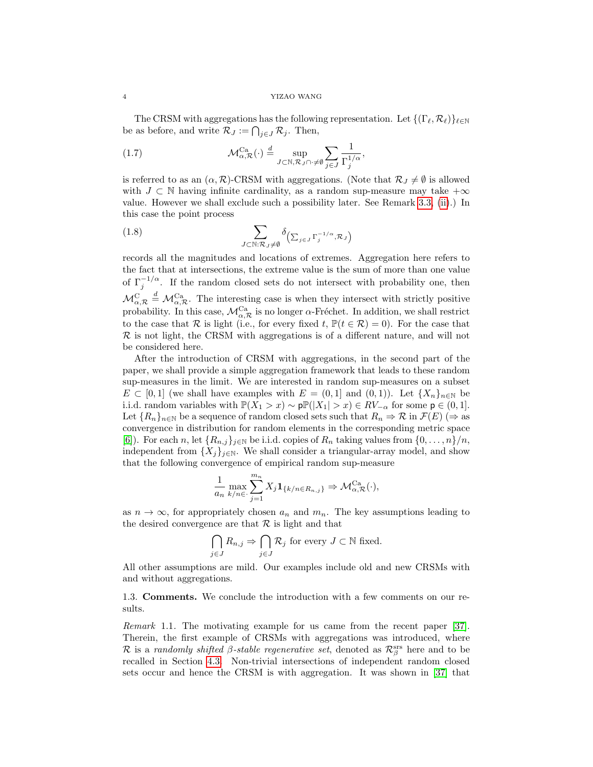The CRSM with aggregations has the following representation. Let $\{(\Gamma_\ell, \mathcal{R}_\ell)\}_{\ell\in\mathbb{N}}$ be as before, and write $\mathcal{R}_J := \bigcap_{j\in J} \mathcal{R}_j$. Then,

$$\mathcal{M}^{\rm Ca}_{\alpha,\mathcal{R}}(\cdot) \stackrel{d}{=} \sup_{J\subset\mathbb{N}, \mathcal{R}_J\cap\cdot\neq\emptyset} \sum_{j\in J} \frac{1}{\Gamma_j^{1/\alpha}}, \tag{1.7}$$

is referred to as an $(\alpha,\mathcal{R})$-CRSM with aggregations. (Note that $\mathcal{R}_J \neq \emptyset$ is allowed with $J\subset\mathbb{N}$ having infinite cardinality, as a random sup-measure may take $+\infty$ value. However we shall exclude such a possibility later. See Remark 3.3, (ii).) In this case the point process

$$\sum_{J\subset\mathbb{N}:\mathcal{R}_J\neq\emptyset} \delta_{\left(\sum_{j\in J}\Gamma_j^{-1/\alpha}, \mathcal{R}_J\right)} \tag{1.8}$$

records all the magnitudes and locations of extremes. Aggregation here refers to the fact that at intersections, the extreme value is the sum of more than one value of $\Gamma_j^{-1/\alpha}$. If the random closed sets do not intersect with probability one, then $\mathcal{M}^{\rm C}_{\alpha,\mathcal{R}} \stackrel{d}{=} \mathcal{M}^{\rm Ca}_{\alpha,\mathcal{R}}$. The interesting case is when they intersect with strictly positive probability. In this case, $\mathcal{M}^{\rm Ca}_{\alpha,\mathcal{R}}$ is no longer $\alpha$-Fréchet. In addition, we shall restrict to the case that $\mathcal{R}$ is light (i.e., for every fixed $t$, $\mathbb{P}(t\in\mathcal{R}) = 0$). For the case that $\mathcal{R}$ is not light, the CRSM with aggregations is of a different nature, and will not be considered here.

After the introduction of CRSM with aggregations, in the second part of the paper, we shall provide a simple aggregation framework that leads to these random sup-measures in the limit. We are interested in random sup-measures on a subset $E\subset[0,1]$ (we shall have examples with $E=(0,1]$ and $(0,1)$). Let $\{X_n\}_{n\in\mathbb{N}}$ be i.i.d. random variables with $\mathbb{P}(X_1>x)\sim \mathsf{p}\mathbb{P}(|X_1|>x)\in RV_{-\alpha}$ for some $\mathsf{p}\in(0,1]$. Let $\{R_n\}_{n\in\mathbb{N}}$ be a sequence of random closed sets such that $R_n\Rightarrow\mathcal{R}$ in $\mathcal{F}(E)$ ($\Rightarrow$ as convergence in distribution for random elements in the corresponding metric space [6]). For each $n$, let $\{R_{n,j}\}_{j\in\mathbb{N}}$ be i.i.d. copies of $R_n$ taking values from $\{0,\dots,n\}/n$, independent from $\{X_j\}_{j\in\mathbb{N}}$. We shall consider a triangular-array model, and show that the following convergence of empirical random sup-measure

$$\frac{1}{a_n}\max_{k/n\in\cdot}\sum_{j=1}^{m_n} X_j \mathbf{1}_{\{k/n\in R_{n,j}\}} \Rightarrow \mathcal{M}^{\rm Ca}_{\alpha,\mathcal{R}}(\cdot),$$

as $n\to\infty$, for appropriately chosen $a_n$ and $m_n$. The key assumptions leading to the desired convergence are that $\mathcal{R}$ is light and that

$$\bigcap_{j\in J} R_{n,j} \Rightarrow \bigcap_{j\in J}\mathcal{R}_j \text{ for every } J\subset\mathbb{N} \text{ fixed.}$$

All other assumptions are mild. Our examples include old and new CRSMs with and without aggregations.

### 1.3. Comments.

We conclude the introduction with a few comments on our results.

*Remark* 1.1. The motivating example for us came from the recent paper [37]. Therein, the first example of CRSMs with aggregations was introduced, where $\mathcal{R}$ is a *randomly shifted $\beta$-stable regenerative set*, denoted as $\mathcal{R}^{\rm srs}_\beta$ here and to be recalled in Section 4.3. Non-trivial intersections of independent random closed sets occur and hence the CRSM is with aggregation. It was shown in [37] that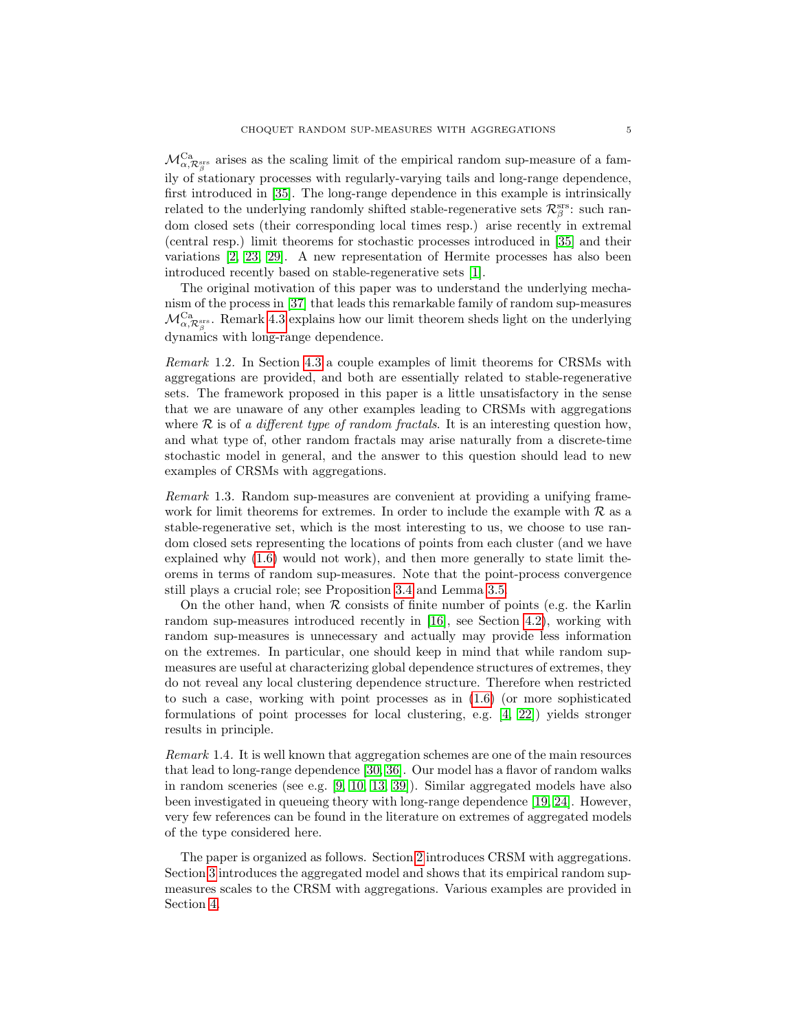$\mathcal{M}^{\rm Ca}_{\alpha,\mathcal{R}^{\rm srs}_\beta}$ arises as the scaling limit of the empirical random sup-measure of a family of stationary processes with regularly-varying tails and long-range dependence, first introduced in [35]. The long-range dependence in this example is intrinsically related to the underlying randomly shifted stable-regenerative sets $\mathcal{R}^{\rm srs}_\beta$: such random closed sets (their corresponding local times resp.) arise recently in extremal (central resp.) limit theorems for stochastic processes introduced in [35] and their variations [2, 23, 29]. A new representation of Hermite processes has also been introduced recently based on stable-regenerative sets [1].

The original motivation of this paper was to understand the underlying mechanism of the process in [37] that leads this remarkable family of random sup-measures $\mathcal{M}^{\rm Ca}_{\alpha,\mathcal{R}^{\rm srs}_\beta}$. Remark 4.3 explains how our limit theorem sheds light on the underlying dynamics with long-range dependence.

*Remark* 1.2. In Section 4.3 a couple examples of limit theorems for CRSMs with aggregations are provided, and both are essentially related to stable-regenerative sets. The framework proposed in this paper is a little unsatisfactory in the sense that we are unaware of any other examples leading to CRSMs with aggregations where $\mathcal{R}$ is of *a different type of random fractals*. It is an interesting question how, and what type of, other random fractals may arise naturally from a discrete-time stochastic model in general, and the answer to this question should lead to new examples of CRSMs with aggregations.

*Remark* 1.3. Random sup-measures are convenient at providing a unifying framework for limit theorems for extremes. In order to include the example with $\mathcal{R}$ as a stable-regenerative set, which is the most interesting to us, we choose to use random closed sets representing the locations of points from each cluster (and we have explained why (1.6) would not work), and then more generally to state limit theorems in terms of random sup-measures. Note that the point-process convergence still plays a crucial role; see Proposition 3.4 and Lemma 3.5.

On the other hand, when $\mathcal{R}$ consists of finite number of points (e.g. the Karlin random sup-measures introduced recently in [16], see Section 4.2), working with random sup-measures is unnecessary and actually may provide less information on the extremes. In particular, one should keep in mind that while random sup-measures are useful at characterizing global dependence structures of extremes, they do not reveal any local clustering dependence structure. Therefore when restricted to such a case, working with point processes as in (1.6) (or more sophisticated formulations of point processes for local clustering, e.g. [4, 22]) yields stronger results in principle.

*Remark* 1.4. It is well known that aggregation schemes are one of the main resources that lead to long-range dependence [30, 36]. Our model has a flavor of random walks in random sceneries (see e.g. [9, 10, 13, 39]). Similar aggregated models have also been investigated in queueing theory with long-range dependence [19, 24]. However, very few references can be found in the literature on extremes of aggregated models of the type considered here.

The paper is organized as follows. Section 2 introduces CRSM with aggregations. Section 3 introduces the aggregated model and shows that its empirical random sup-measures scales to the CRSM with aggregations. Various examples are provided in Section 4.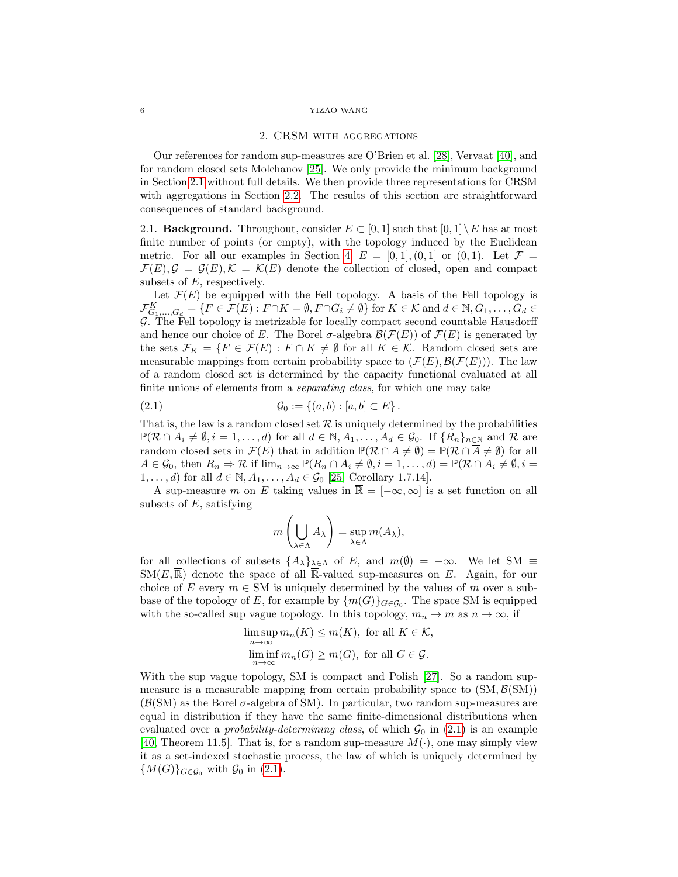## 2. CRSM with aggregations

Our references for random sup-measures are O'Brien et al. [28], Vervaat [40], and for random closed sets Molchanov [25]. We only provide the minimum background in Section 2.1 without full details. We then provide three representations for CRSM with aggregations in Section 2.2. The results of this section are straightforward consequences of standard background.

### 2.1. Background.

Throughout, consider $E \subset [0,1]$ such that $[0,1] \setminus E$ has at most finite number of points (or empty), with the topology induced by the Euclidean metric. For all our examples in Section 4, $E = [0,1], (0,1]$ or $(0,1)$. Let $\mathcal{F} = \mathcal{F}(E), \mathcal{G} = \mathcal{G}(E), \mathcal{K} = \mathcal{K}(E)$ denote the collection of closed, open and compact subsets of $E$, respectively.

Let $\mathcal{F}(E)$ be equipped with the Fell topology. A basis of the Fell topology is $\mathcal{F}^K_{G_1,\dots,G_d} = \{F \in \mathcal{F}(E) : F \cap K = \emptyset, F \cap G_i \neq \emptyset\}$ for $K \in \mathcal{K}$ and $d \in \mathbb{N}, G_1, \dots, G_d \in \mathcal{G}$. The Fell topology is metrizable for locally compact second countable Hausdorff and hence our choice of $E$. The Borel $\sigma$-algebra $\mathcal{B}(\mathcal{F}(E))$ of $\mathcal{F}(E)$ is generated by the sets $\mathcal{F}_K = \{F \in \mathcal{F}(E) : F \cap K \neq \emptyset$ for all $K \in \mathcal{K}$. Random closed sets are measurable mappings from certain probability space to $(\mathcal{F}(E), \mathcal{B}(\mathcal{F}(E)))$. The law of a random closed set is determined by the capacity functional evaluated at all finite unions of elements from a *separating class*, for which one may take

$$\mathcal{G}_0 := \{(a,b) : [a,b] \subset E\}. \tag{2.1}$$

That is, the law is a random closed set $\mathcal{R}$ is uniquely determined by the probabilities $\mathbb{P}(\mathcal{R} \cap A_i \neq \emptyset, i = 1, \dots, d)$ for all $d \in \mathbb{N}, A_1, \dots, A_d \in \mathcal{G}_0$. If $\{R_n\}_{n \in \mathbb{N}}$ and $\mathcal{R}$ are random closed sets in $\mathcal{F}(E)$ that in addition $\mathbb{P}(\mathcal{R} \cap A \neq \emptyset) = \mathbb{P}(\mathcal{R} \cap \overline{A} \neq \emptyset)$ for all $A \in \mathcal{G}_0$, then $R_n \Rightarrow \mathcal{R}$ if $\lim_{n\to\infty} \mathbb{P}(R_n \cap A_i \neq \emptyset, i = 1, \dots, d) = \mathbb{P}(\mathcal{R} \cap A_i \neq \emptyset, i = 1, \dots, d)$ for all $d \in \mathbb{N}, A_1, \dots, A_d \in \mathcal{G}_0$ [25, Corollary 1.7.14].

A sup-measure $m$ on $E$ taking values in $\overline{\mathbb{R}} = [-\infty, \infty]$ is a set function on all subsets of $E$, satisfying

$$m\left(\bigcup_{\lambda \in \Lambda} A_\lambda\right) = \sup_{\lambda \in \Lambda} m(A_\lambda),$$

for all collections of subsets $\{A_\lambda\}_{\lambda \in \Lambda}$ of $E$, and $m(\emptyset) = -\infty$. We let $\mathrm{SM} \equiv \mathrm{SM}(E, \overline{\mathbb{R}})$ denote the space of all $\overline{\mathbb{R}}$-valued sup-measures on $E$. Again, for our choice of $E$ every $m \in \mathrm{SM}$ is uniquely determined by the values of $m$ over a sub-base of the topology of $E$, for example by $\{m(G)\}_{G \in \mathcal{G}_0}$. The space SM is equipped with the so-called sup vague topology. In this topology, $m_n \to m$ as $n \to \infty$, if

$$\limsup_{n\to\infty} m_n(K) \le m(K), \text{ for all } K \in \mathcal{K},$$
$$\liminf_{n\to\infty} m_n(G) \ge m(G), \text{ for all } G \in \mathcal{G}.$$

With the sup vague topology, SM is compact and Polish [27]. So a random sup-measure is a measurable mapping from certain probability space to $(\mathrm{SM}, \mathcal{B}(\mathrm{SM}))$ ($\mathcal{B}(\mathrm{SM})$ as the Borel $\sigma$-algebra of SM). In particular, two random sup-measures are equal in distribution if they have the same finite-dimensional distributions when evaluated over a *probability-determining class*, of which $\mathcal{G}_0$ in (2.1) is an example [40, Theorem 11.5]. That is, for a random sup-measure $M(\cdot)$, one may simply view it as a set-indexed stochastic process, the law of which is uniquely determined by $\{M(G)\}_{G \in \mathcal{G}_0}$ with $\mathcal{G}_0$ in (2.1).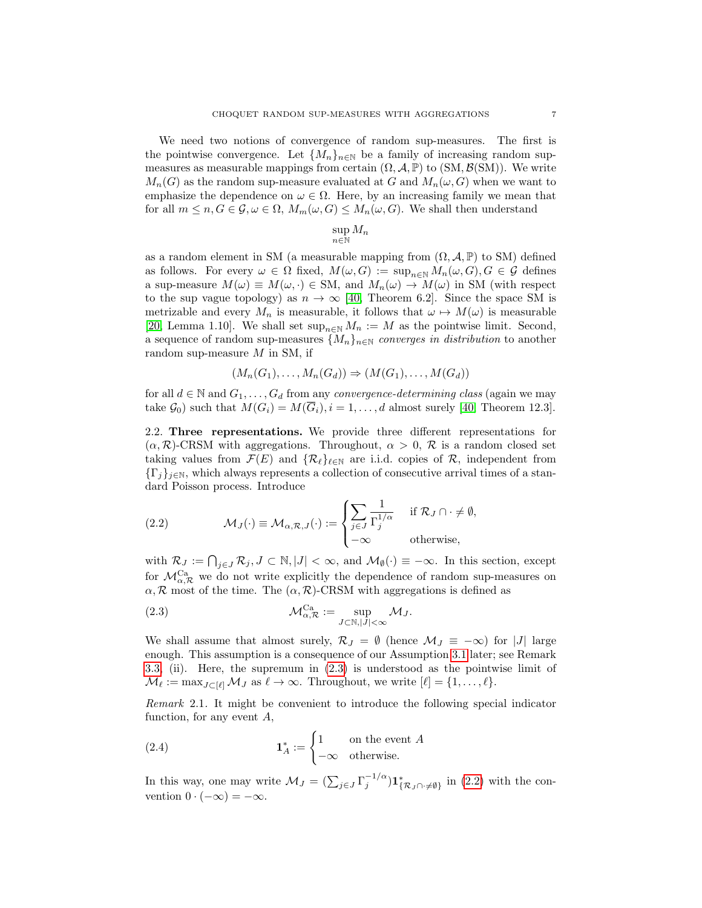We need two notions of convergence of random sup-measures. The first is the pointwise convergence. Let $\{M_n\}_{n\in\mathbb{N}}$ be a family of increasing random sup-measures as measurable mappings from certain $(\Omega, \mathcal{A}, \mathbb{P})$ to $(\mathrm{SM}, \mathcal{B}(\mathrm{SM}))$. We write $M_n(G)$ as the random sup-measure evaluated at $G$ and $M_n(\omega, G)$ when we want to emphasize the dependence on $\omega \in \Omega$. Here, by an increasing family we mean that for all $m \le n, G \in \mathcal{G}, \omega \in \Omega$, $M_m(\omega, G) \le M_n(\omega, G)$. We shall then understand

$$\sup_{n\in\mathbb{N}} M_n$$

as a random element in SM (a measurable mapping from $(\Omega, \mathcal{A}, \mathbb{P})$ to SM) defined as follows. For every $\omega \in \Omega$ fixed, $M(\omega, G) := \sup_{n\in\mathbb{N}} M_n(\omega, G), G \in \mathcal{G}$ defines a sup-measure $M(\omega) \equiv M(\omega, \cdot) \in \mathrm{SM}$, and $M_n(\omega) \to M(\omega)$ in SM (with respect to the sup vague topology) as $n \to \infty$ [40, Theorem 6.2]. Since the space SM is metrizable and every $M_n$ is measurable, it follows that $\omega \mapsto M(\omega)$ is measurable [20, Lemma 1.10]. We shall set $\sup_{n\in\mathbb{N}} M_n := M$ as the pointwise limit. Second, a sequence of random sup-measures $\{M_n\}_{n\in\mathbb{N}}$ *converges in distribution* to another random sup-measure $M$ in SM, if

$$(M_n(G_1), \dots, M_n(G_d)) \Rightarrow (M(G_1), \dots, M(G_d))$$

for all $d \in \mathbb{N}$ and $G_1, \dots, G_d$ from any *convergence-determining class* (again we may take $\mathcal{G}_0$) such that $M(G_i) = M(\overline{G}_i), i = 1, \dots, d$ almost surely [40, Theorem 12.3].

## 2.2. **Three representations.**

We provide three different representations for $(\alpha, \mathcal{R})$-CRSM with aggregations. Throughout, $\alpha > 0$, $\mathcal{R}$ is a random closed set taking values from $\mathcal{F}(E)$ and $\{\mathcal{R}_\ell\}_{\ell\in\mathbb{N}}$ are i.i.d. copies of $\mathcal{R}$, independent from $\{\Gamma_j\}_{j\in\mathbb{N}}$, which always represents a collection of consecutive arrival times of a standard Poisson process. Introduce

$$\mathcal{M}_J(\cdot) \equiv \mathcal{M}_{\alpha,\mathcal{R},J}(\cdot) := \begin{cases} \displaystyle\sum_{j\in J} \frac{1}{\Gamma_j^{1/\alpha}} & \text{if } \mathcal{R}_J \cap \cdot \neq \emptyset, \\ -\infty & \text{otherwise,} \end{cases} \tag{2.2}$$

with $\mathcal{R}_J := \bigcap_{j\in J} \mathcal{R}_j, J \subset \mathbb{N}, |J| < \infty$, and $\mathcal{M}_\emptyset(\cdot) \equiv -\infty$. In this section, except for $\mathcal{M}^{\mathrm{Ca}}_{\alpha,\mathcal{R}}$ we do not write explicitly the dependence of random sup-measures on $\alpha, \mathcal{R}$ most of the time. The $(\alpha, \mathcal{R})$-CRSM with aggregations is defined as

$$\mathcal{M}^{\mathrm{Ca}}_{\alpha,\mathcal{R}} := \sup_{J\subset\mathbb{N}, |J|<\infty} \mathcal{M}_J. \tag{2.3}$$

We shall assume that almost surely, $\mathcal{R}_J = \emptyset$ (hence $\mathcal{M}_J \equiv -\infty$) for $|J|$ large enough. This assumption is a consequence of our Assumption 3.1 later; see Remark 3.3, (ii). Here, the supremum in (2.3) is understood as the pointwise limit of $\mathcal{M}_\ell := \max_{J\subset[\ell]} \mathcal{M}_J$ as $\ell \to \infty$. Throughout, we write $[\ell] = \{1, \dots, \ell\}$.

*Remark* 2.1. It might be convenient to introduce the following special indicator function, for any event $A$,

$$\mathbf{1}^*_A := \begin{cases} 1 & \text{on the event } A \\ -\infty & \text{otherwise.} \end{cases} \tag{2.4}$$

In this way, one may write $\mathcal{M}_J = (\sum_{j\in J} \Gamma_j^{-1/\alpha}) \mathbf{1}^*_{\{\mathcal{R}_J \cap \cdot \neq \emptyset\}}$ in (2.2) with the convention $0 \cdot (-\infty) = -\infty$.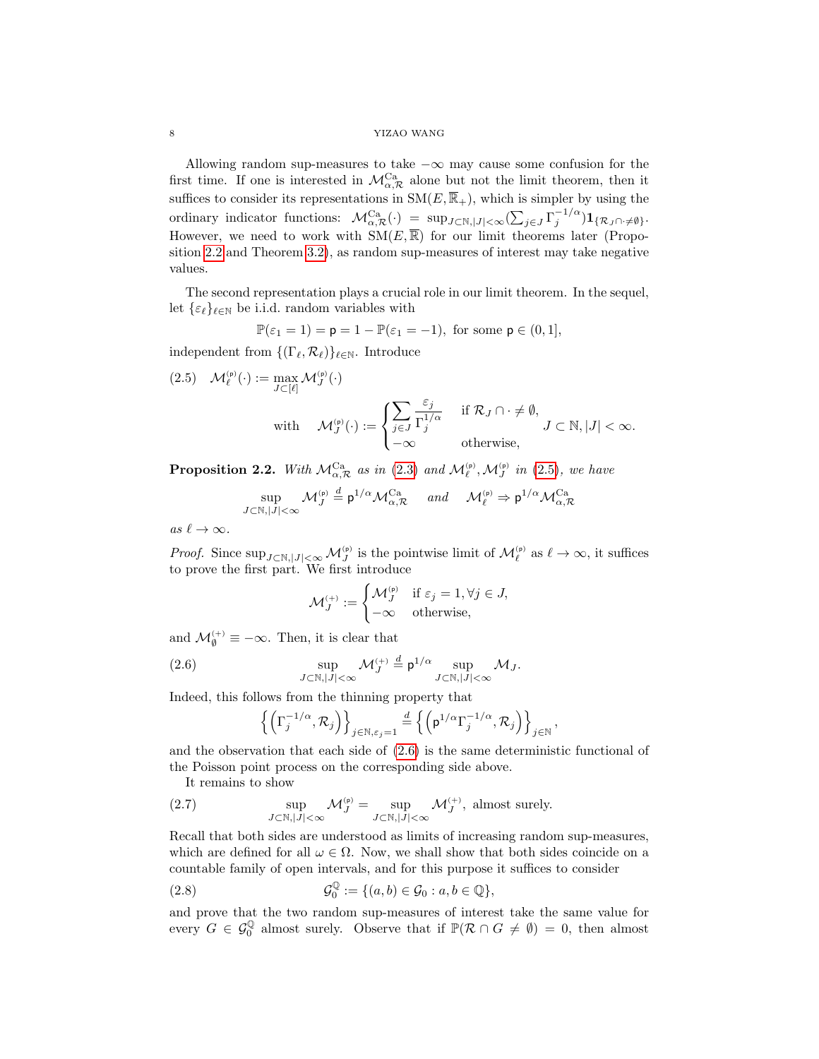Allowing random sup-measures to take $-\infty$ may cause some confusion for the first time. If one is interested in $\mathcal{M}^{\rm Ca}_{\alpha,\mathcal{R}}$ alone but not the limit theorem, then it suffices to consider its representations in ${\rm SM}(E,\overline{\mathbb{R}}_+)$, which is simpler by using the ordinary indicator functions: $\mathcal{M}^{\rm Ca}_{\alpha,\mathcal{R}}(\cdot) = \sup_{J\subset\mathbb{N},|J|<\infty}(\sum_{j\in J}\Gamma_j^{-1/\alpha})\mathbf{1}_{\{\mathcal{R}_J\cap\cdot\neq\emptyset\}}$. However, we need to work with ${\rm SM}(E,\overline{\mathbb{R}})$ for our limit theorems later (Proposition 2.2 and Theorem 3.2), as random sup-measures of interest may take negative values.

The second representation plays a crucial role in our limit theorem. In the sequel, let $\{\varepsilon_\ell\}_{\ell\in\mathbb{N}}$ be i.i.d. random variables with

$$\mathbb{P}(\varepsilon_1 = 1) = \mathsf{p} = 1 - \mathbb{P}(\varepsilon_1 = -1), \text{ for some } \mathsf{p}\in(0,1],$$

independent from $\{(\Gamma_\ell,\mathcal{R}_\ell)\}_{\ell\in\mathbb{N}}$. Introduce

$$\mathcal{M}^{(\mathsf{p})}_\ell(\cdot) := \max_{J\subset[\ell]}\mathcal{M}^{(\mathsf{p})}_J(\cdot) \tag{2.5}$$

$$\text{with}\quad \mathcal{M}^{(\mathsf{p})}_J(\cdot) := \begin{cases}\displaystyle\sum_{j\in J}\frac{\varepsilon_j}{\Gamma_j^{1/\alpha}} & \text{if } \mathcal{R}_J\cap\cdot\neq\emptyset,\\ -\infty & \text{otherwise,}\end{cases} \quad J\subset\mathbb{N}, |J|<\infty.$$

**Proposition 2.2.** *With $\mathcal{M}^{\rm Ca}_{\alpha,\mathcal{R}}$ as in (2.3) and $\mathcal{M}^{(\mathsf{p})}_\ell, \mathcal{M}^{(\mathsf{p})}_J$ in (2.5), we have*

$$\sup_{J\subset\mathbb{N},|J|<\infty}\mathcal{M}^{(\mathsf{p})}_J \stackrel{d}{=} \mathsf{p}^{1/\alpha}\mathcal{M}^{\rm Ca}_{\alpha,\mathcal{R}} \quad \text{and} \quad \mathcal{M}^{(\mathsf{p})}_\ell \Rightarrow \mathsf{p}^{1/\alpha}\mathcal{M}^{\rm Ca}_{\alpha,\mathcal{R}}$$

*as $\ell\to\infty$.*

*Proof.* Since $\sup_{J\subset\mathbb{N},|J|<\infty}\mathcal{M}^{(\mathsf{p})}_J$ is the pointwise limit of $\mathcal{M}^{(\mathsf{p})}_\ell$ as $\ell\to\infty$, it suffices to prove the first part. We first introduce

$$\mathcal{M}^{(+)}_J := \begin{cases}\mathcal{M}^{(\mathsf{p})}_J & \text{if } \varepsilon_j = 1, \forall j\in J,\\ -\infty & \text{otherwise,}\end{cases}$$

and $\mathcal{M}^{(+)}_\emptyset \equiv -\infty$. Then, it is clear that

$$\sup_{J\subset\mathbb{N},|J|<\infty}\mathcal{M}^{(+)}_J \stackrel{d}{=} \mathsf{p}^{1/\alpha}\sup_{J\subset\mathbb{N},|J|<\infty}\mathcal{M}_J. \tag{2.6}$$

Indeed, this follows from the thinning property that

$$\left\{\left(\Gamma_j^{-1/\alpha},\mathcal{R}_j\right)\right\}_{j\in\mathbb{N},\varepsilon_j=1} \stackrel{d}{=} \left\{\left(\mathsf{p}^{1/\alpha}\Gamma_j^{-1/\alpha},\mathcal{R}_j\right)\right\}_{j\in\mathbb{N}},$$

and the observation that each side of (2.6) is the same deterministic functional of the Poisson point process on the corresponding side above.

It remains to show

$$\sup_{J\subset\mathbb{N},|J|<\infty}\mathcal{M}^{(\mathsf{p})}_J = \sup_{J\subset\mathbb{N},|J|<\infty}\mathcal{M}^{(+)}_J, \text{ almost surely.} \tag{2.7}$$

Recall that both sides are understood as limits of increasing random sup-measures, which are defined for all $\omega\in\Omega$. Now, we shall show that both sides coincide on a countable family of open intervals, and for this purpose it suffices to consider

$$\mathcal{G}_0^{\mathbb{Q}} := \{(a,b)\in\mathcal{G}_0 : a,b\in\mathbb{Q}\}, \tag{2.8}$$

and prove that the two random sup-measures of interest take the same value for every $G\in\mathcal{G}_0^{\mathbb{Q}}$ almost surely. Observe that if $\mathbb{P}(\mathcal{R}\cap G\neq\emptyset) = 0$, then almost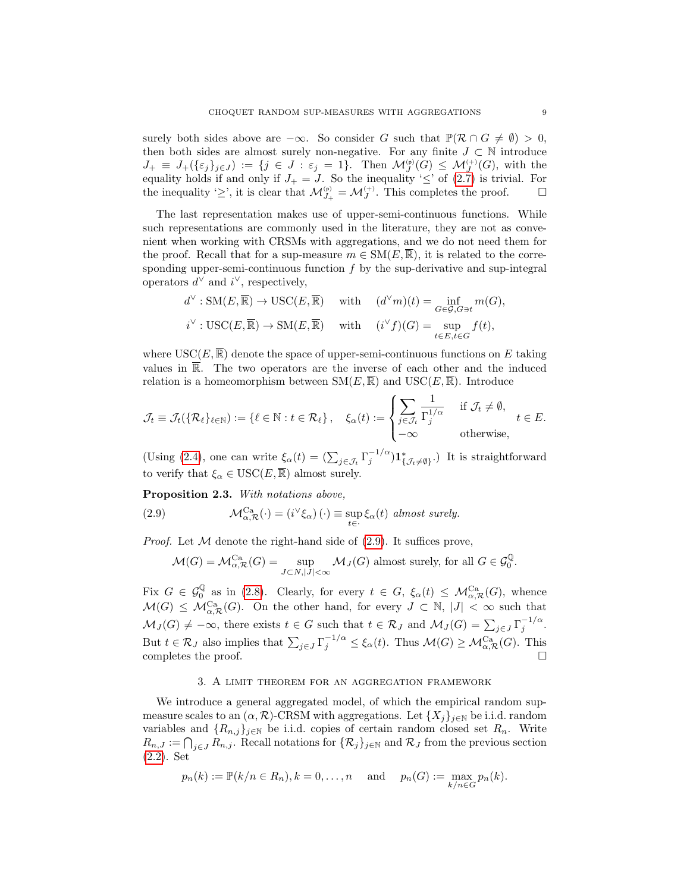surely both sides above are $-\infty$. So consider $G$ such that $\mathbb{P}(\mathcal{R} \cap G \neq \emptyset) > 0$, then both sides are almost surely non-negative. For any finite $J \subset \mathbb{N}$ introduce $J_+ \equiv J_+(\{\varepsilon_j\}_{j\in J}) := \{j \in J : \varepsilon_j = 1\}$. Then $\mathcal{M}_J^{(\mathfrak{p})}(G) \le \mathcal{M}_J^{(+)}(G)$, with the equality holds if and only if $J_+ = J$. So the inequality '$\le$' of (2.7) is trivial. For the inequality '$\ge$', it is clear that $\mathcal{M}_{J_+}^{(\mathfrak{p})} = \mathcal{M}_J^{(+)}$. This completes the proof. $\square$

The last representation makes use of upper-semi-continuous functions. While such representations are commonly used in the literature, they are not as convenient when working with CRSMs with aggregations, and we do not need them for the proof. Recall that for a sup-measure $m \in \mathrm{SM}(E, \overline{\mathbb{R}})$, it is related to the corresponding upper-semi-continuous function $f$ by the sup-derivative and sup-integral operators $d^\vee$ and $i^\vee$, respectively,

$$d^\vee : \mathrm{SM}(E, \overline{\mathbb{R}}) \to \mathrm{USC}(E, \overline{\mathbb{R}}) \quad \text{with} \quad (d^\vee m)(t) = \inf_{G \in \mathcal{G}, G \ni t} m(G),$$

$$i^\vee : \mathrm{USC}(E, \overline{\mathbb{R}}) \to \mathrm{SM}(E, \overline{\mathbb{R}}) \quad \text{with} \quad (i^\vee f)(G) = \sup_{t \in E, t \in G} f(t),$$

where $\mathrm{USC}(E, \overline{\mathbb{R}})$ denote the space of upper-semi-continuous functions on $E$ taking values in $\overline{\mathbb{R}}$. The two operators are the inverse of each other and the induced relation is a homeomorphism between $\mathrm{SM}(E, \overline{\mathbb{R}})$ and $\mathrm{USC}(E, \overline{\mathbb{R}})$. Introduce

$$\mathcal{J}_t \equiv \mathcal{J}_t(\{\mathcal{R}_\ell\}_{\ell \in \mathbb{N}}) := \{\ell \in \mathbb{N} : t \in \mathcal{R}_\ell\}, \quad \xi_\alpha(t) := \begin{cases} \displaystyle\sum_{j \in \mathcal{J}_t} \frac{1}{\Gamma_j^{1/\alpha}} & \text{if } \mathcal{J}_t \neq \emptyset, \\ -\infty & \text{otherwise,} \end{cases} \quad t \in E.$$

(Using (2.4), one can write $\xi_\alpha(t) = (\sum_{j \in \mathcal{J}_t} \Gamma_j^{-1/\alpha}) \mathbf{1}^*_{\{\mathcal{J}_t \neq \emptyset\}}$.) It is straightforward to verify that $\xi_\alpha \in \mathrm{USC}(E, \overline{\mathbb{R}})$ almost surely.

**Proposition 2.3.** *With notations above,*

$$\mathcal{M}^{\mathrm{Ca}}_{\alpha,\mathcal{R}}(\cdot) = (i^\vee \xi_\alpha)(\cdot) \equiv \sup_{t \in \cdot} \xi_\alpha(t) \text{ almost surely.} \tag{2.9}$$

*Proof.* Let $\mathcal{M}$ denote the right-hand side of (2.9). It suffices prove,

$$\mathcal{M}(G) = \mathcal{M}^{\mathrm{Ca}}_{\alpha,\mathcal{R}}(G) = \sup_{J \subset N, |J| < \infty} \mathcal{M}_J(G) \text{ almost surely, for all } G \in \mathcal{G}_0^{\mathbb{Q}}.$$

Fix $G \in \mathcal{G}_0^{\mathbb{Q}}$ as in (2.8). Clearly, for every $t \in G$, $\xi_\alpha(t) \le \mathcal{M}^{\mathrm{Ca}}_{\alpha,\mathcal{R}}(G)$, whence $\mathcal{M}(G) \le \mathcal{M}^{\mathrm{Ca}}_{\alpha,\mathcal{R}}(G)$. On the other hand, for every $J \subset \mathbb{N}$, $|J| < \infty$ such that $\mathcal{M}_J(G) \neq -\infty$, there exists $t \in G$ such that $t \in \mathcal{R}_J$ and $\mathcal{M}_J(G) = \sum_{j \in J} \Gamma_j^{-1/\alpha}$. But $t \in \mathcal{R}_J$ also implies that $\sum_{j \in J} \Gamma_j^{-1/\alpha} \le \xi_\alpha(t)$. Thus $\mathcal{M}(G) \ge \mathcal{M}^{\mathrm{Ca}}_{\alpha,\mathcal{R}}(G)$. This completes the proof. $\square$

## 3. A limit theorem for an aggregation framework

We introduce a general aggregated model, of which the empirical random supmeasure scales to an $(\alpha, \mathcal{R})$-CRSM with aggregations. Let $\{X_j\}_{j \in \mathbb{N}}$ be i.i.d. random variables and $\{R_{n,j}\}_{j \in \mathbb{N}}$ be i.i.d. copies of certain random closed set $R_n$. Write $R_{n,J} := \bigcap_{j \in J} R_{n,j}$. Recall notations for $\{\mathcal{R}_j\}_{j \in \mathbb{N}}$ and $\mathcal{R}_J$ from the previous section (2.2). Set

$$p_n(k) := \mathbb{P}(k/n \in R_n), k = 0, \ldots, n \quad \text{and} \quad p_n(G) := \max_{k/n \in G} p_n(k).$$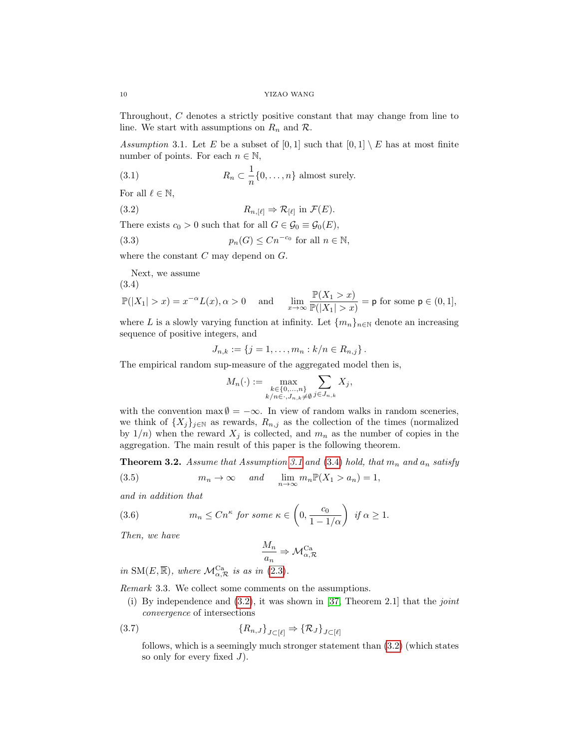Throughout, $C$ denotes a strictly positive constant that may change from line to line. We start with assumptions on $R_n$ and $\mathcal{R}$.

*Assumption* 3.1. Let $E$ be a subset of $[0,1]$ such that $[0,1] \setminus E$ has at most finite number of points. For each $n \in \mathbb{N}$,

$$R_n \subset \frac{1}{n}\{0,\dots,n\} \text{ almost surely.} \tag{3.1}$$

For all $\ell \in \mathbb{N}$,

$$R_{n,[\ell]} \Rightarrow \mathcal{R}_{[\ell]} \text{ in } \mathcal{F}(E). \tag{3.2}$$

There exists $c_0 > 0$ such that for all $G \in \mathcal{G}_0 \equiv \mathcal{G}_0(E)$,

$$p_n(G) \le Cn^{-c_0} \text{ for all } n \in \mathbb{N}, \tag{3.3}$$

where the constant $C$ may depend on $G$.

Next, we assume

$$\mathbb{P}(|X_1| > x) = x^{-\alpha}L(x), \alpha > 0 \quad \text{ and } \quad \lim_{x\to\infty}\frac{\mathbb{P}(X_1 > x)}{\mathbb{P}(|X_1| > x)} = \mathsf{p} \text{ for some } \mathsf{p} \in (0,1], \tag{3.4}$$

where $L$ is a slowly varying function at infinity. Let $\{m_n\}_{n\in\mathbb{N}}$ denote an increasing sequence of positive integers, and

$$J_{n,k} := \{j = 1,\dots,m_n : k/n \in R_{n,j}\}.$$

The empirical random sup-measure of the aggregated model then is,

$$M_n(\cdot) := \max_{\substack{k\in\{0,\dots,n\}\\ k/n\in\cdot, J_{n,k}\neq\emptyset}} \sum_{j\in J_{n,k}} X_j,$$

with the convention $\max\emptyset = -\infty$. In view of random walks in random sceneries, we think of $\{X_j\}_{j\in\mathbb{N}}$ as rewards, $R_{n,j}$ as the collection of the times (normalized by $1/n$) when the reward $X_j$ is collected, and $m_n$ as the number of copies in the aggregation. The main result of this paper is the following theorem.

**Theorem 3.2.** *Assume that Assumption 3.1 and (3.4) hold, that $m_n$ and $a_n$ satisfy*

$$m_n \to \infty \quad \text{ and } \quad \lim_{n\to\infty} m_n\mathbb{P}(X_1 > a_n) = 1, \tag{3.5}$$

*and in addition that*

$$m_n \le Cn^{\kappa} \text{ for some } \kappa \in \left(0, \frac{c_0}{1-1/\alpha}\right) \text{ if } \alpha \ge 1. \tag{3.6}$$

*Then, we have*

$$\frac{M_n}{a_n} \Rightarrow \mathcal{M}^{\rm Ca}_{\alpha,\mathcal{R}}$$

*in* $\mathrm{SM}(E,\overline{\mathbb{R}})$, *where* $\mathcal{M}^{\rm Ca}_{\alpha,\mathcal{R}}$ *is as in* (2.3).

*Remark* 3.3. We collect some comments on the assumptions.

(i) By independence and (3.2), it was shown in [37, Theorem 2.1] that the *joint convergence* of intersections

$$\{R_{n,J}\}_{J\subset[\ell]} \Rightarrow \{\mathcal{R}_J\}_{J\subset[\ell]} \tag{3.7}$$

follows, which is a seemingly much stronger statement than (3.2) (which states so only for every fixed $J$).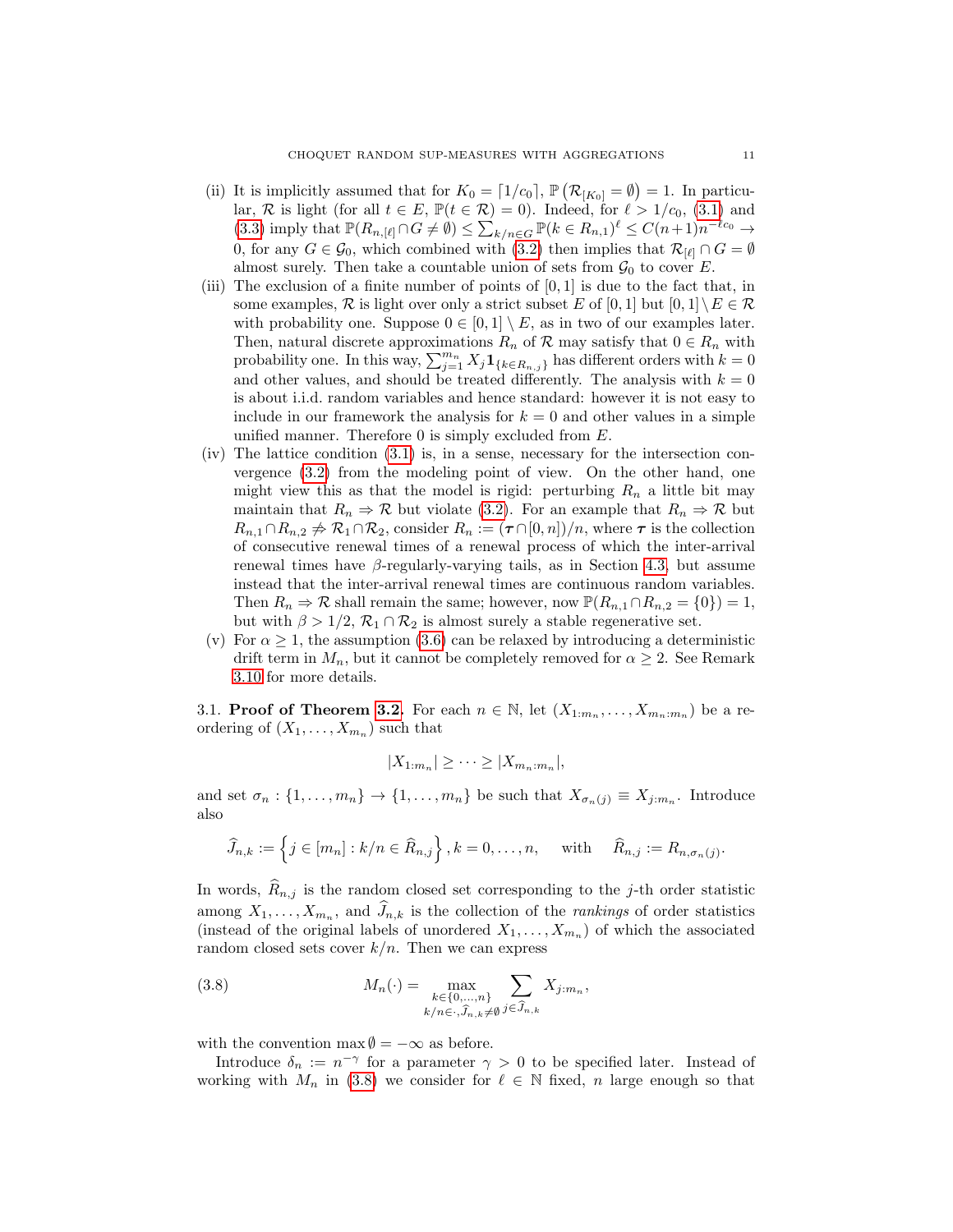(ii) It is implicitly assumed that for $K_0 = \lceil 1/c_0 \rceil$, $\mathbb{P}\left(\mathcal{R}_{[K_0]} = \emptyset\right) = 1$. In particular, $\mathcal{R}$ is light (for all $t \in E$, $\mathbb{P}(t \in \mathcal{R}) = 0$). Indeed, for $\ell > 1/c_0$, (3.1) and (3.3) imply that $\mathbb{P}(R_{n,[\ell]} \cap G \neq \emptyset) \le \sum_{k/n \in G} \mathbb{P}(k \in R_{n,1})^\ell \le C(n+1)n^{-\ell c_0} \to 0$, for any $G \in \mathcal{G}_0$, which combined with (3.2) then implies that $\mathcal{R}_{[\ell]} \cap G = \emptyset$ almost surely. Then take a countable union of sets from $\mathcal{G}_0$ to cover $E$.

(iii) The exclusion of a finite number of points of $[0,1]$ is due to the fact that, in some examples, $\mathcal{R}$ is light over only a strict subset $E$ of $[0,1]$ but $[0,1] \setminus E \in \mathcal{R}$ with probability one. Suppose $0 \in [0,1] \setminus E$, as in two of our examples later. Then, natural discrete approximations $R_n$ of $\mathcal{R}$ may satisfy that $0 \in R_n$ with probability one. In this way, $\sum_{j=1}^{m_n} X_j \mathbf{1}_{\{k \in R_{n,j}\}}$ has different orders with $k = 0$ and other values, and should be treated differently. The analysis with $k = 0$ is about i.i.d. random variables and hence standard: however it is not easy to include in our framework the analysis for $k = 0$ and other values in a simple unified manner. Therefore 0 is simply excluded from $E$.

(iv) The lattice condition (3.1) is, in a sense, necessary for the intersection convergence (3.2) from the modeling point of view. On the other hand, one might view this as that the model is rigid: perturbing $R_n$ a little bit may maintain that $R_n \Rightarrow \mathcal{R}$ but violate (3.2). For an example that $R_n \Rightarrow \mathcal{R}$ but $R_{n,1} \cap R_{n,2} \not\Rightarrow \mathcal{R}_1 \cap \mathcal{R}_2$, consider $R_n := (\boldsymbol{\tau} \cap [0,n])/n$, where $\boldsymbol{\tau}$ is the collection of consecutive renewal times of a renewal process of which the inter-arrival renewal times have $\beta$-regularly-varying tails, as in Section 4.3, but assume instead that the inter-arrival renewal times are continuous random variables. Then $R_n \Rightarrow \mathcal{R}$ shall remain the same; however, now $\mathbb{P}(R_{n,1} \cap R_{n,2} = \{0\}) = 1$, but with $\beta > 1/2$, $\mathcal{R}_1 \cap \mathcal{R}_2$ is almost surely a stable regenerative set.

(v) For $\alpha \ge 1$, the assumption (3.6) can be relaxed by introducing a deterministic drift term in $M_n$, but it cannot be completely removed for $\alpha \ge 2$. See Remark 3.10 for more details.

3.1. **Proof of Theorem 3.2.** For each $n \in \mathbb{N}$, let $(X_{1:m_n}, \ldots, X_{m_n:m_n})$ be a reordering of $(X_1, \ldots, X_{m_n})$ such that

$$|X_{1:m_n}| \ge \cdots \ge |X_{m_n:m_n}|,$$

and set $\sigma_n : \{1, \ldots, m_n\} \to \{1, \ldots, m_n\}$ be such that $X_{\sigma_n(j)} \equiv X_{j:m_n}$. Introduce also

$$\widehat{J}_{n,k} := \left\{ j \in [m_n] : k/n \in \widehat{R}_{n,j} \right\}, k = 0, \ldots, n, \quad \text{with} \quad \widehat{R}_{n,j} := R_{n,\sigma_n(j)}.$$

In words, $\widehat{R}_{n,j}$ is the random closed set corresponding to the $j$-th order statistic among $X_1, \ldots, X_{m_n}$, and $\widehat{J}_{n,k}$ is the collection of the *rankings* of order statistics (instead of the original labels of unordered $X_1, \ldots, X_{m_n}$) of which the associated random closed sets cover $k/n$. Then we can express

$$M_n(\cdot) = \max_{\substack{k \in \{0,\ldots,n\} \\ k/n \in \cdot, \widehat{J}_{n,k} \neq \emptyset}} \sum_{j \in \widehat{J}_{n,k}} X_{j:m_n}, \tag{3.8}$$

with the convention $\max \emptyset = -\infty$ as before.

Introduce $\delta_n := n^{-\gamma}$ for a parameter $\gamma > 0$ to be specified later. Instead of working with $M_n$ in (3.8) we consider for $\ell \in \mathbb{N}$ fixed, $n$ large enough so that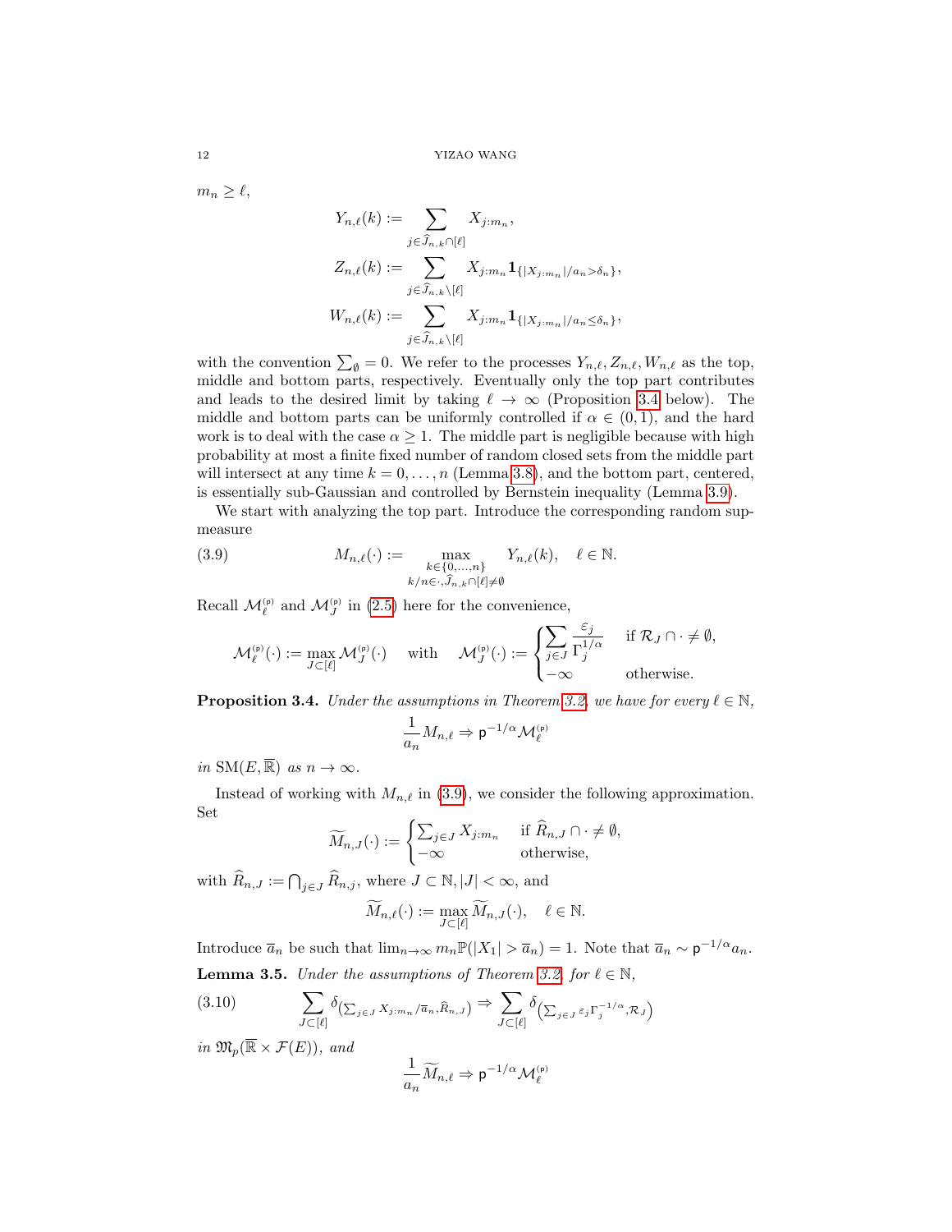$m_n \ge \ell$,

$$
\begin{aligned}
Y_{n,\ell}(k) &:= \sum_{j\in \widehat J_{n,k}\cap[\ell]} X_{j:m_n},\\
Z_{n,\ell}(k) &:= \sum_{j\in \widehat J_{n,k}\setminus[\ell]} X_{j:m_n}\mathbf{1}_{\{|X_{j:m_n}|/a_n>\delta_n\}},\\
W_{n,\ell}(k) &:= \sum_{j\in \widehat J_{n,k}\setminus[\ell]} X_{j:m_n}\mathbf{1}_{\{|X_{j:m_n}|/a_n\le\delta_n\}},
\end{aligned}
$$

with the convention $\sum_\emptyset = 0$. We refer to the processes $Y_{n,\ell}, Z_{n,\ell}, W_{n,\ell}$ as the top, middle and bottom parts, respectively. Eventually only the top part contributes and leads to the desired limit by taking $\ell\to\infty$ (Proposition 3.4 below). The middle and bottom parts can be uniformly controlled if $\alpha\in(0,1)$, and the hard work is to deal with the case $\alpha\ge 1$. The middle part is negligible because with high probability at most a finite fixed number of random closed sets from the middle part will intersect at any time $k=0,\dots,n$ (Lemma 3.8), and the bottom part, centered, is essentially sub-Gaussian and controlled by Bernstein inequality (Lemma 3.9).

We start with analyzing the top part. Introduce the corresponding random sup-measure

$$
M_{n,\ell}(\cdot) := \max_{\substack{k\in\{0,\dots,n\}\\ k/n\in\cdot,\widehat J_{n,k}\cap[\ell]\ne\emptyset}} Y_{n,\ell}(k),\quad \ell\in\mathbb N. \tag{3.9}
$$

Recall $\mathcal M_\ell^{(\mathsf p)}$ and $\mathcal M_J^{(\mathsf p)}$ in (2.5) here for the convenience,

$$
\mathcal M_\ell^{(\mathsf p)}(\cdot) := \max_{J\subset[\ell]} \mathcal M_J^{(\mathsf p)}(\cdot) \quad\text{with}\quad \mathcal M_J^{(\mathsf p)}(\cdot) := \begin{cases} \displaystyle\sum_{j\in J}\frac{\varepsilon_j}{\Gamma_j^{1/\alpha}} & \text{if } \mathcal R_J\cap\cdot\ne\emptyset,\\ -\infty & \text{otherwise.}\end{cases}
$$

**Proposition 3.4.** *Under the assumptions in Theorem 3.2, we have for every $\ell\in\mathbb N$,*

$$
\frac{1}{a_n}M_{n,\ell}\Rightarrow \mathsf p^{-1/\alpha}\mathcal M_\ell^{(\mathsf p)}
$$

*in $\mathrm{SM}(E,\overline{\mathbb R})$ as $n\to\infty$.*

Instead of working with $M_{n,\ell}$ in (3.9), we consider the following approximation. Set

$$
\widetilde M_{n,J}(\cdot) := \begin{cases}\sum_{j\in J} X_{j:m_n} & \text{if } \widehat R_{n,J}\cap\cdot\ne\emptyset,\\ -\infty & \text{otherwise,}\end{cases}
$$

with $\widehat R_{n,J} := \bigcap_{j\in J}\widehat R_{n,j}$, where $J\subset\mathbb N, |J|<\infty$, and

$$
\widetilde M_{n,\ell}(\cdot) := \max_{J\subset[\ell]}\widetilde M_{n,J}(\cdot),\quad \ell\in\mathbb N.
$$

Introduce $\overline a_n$ be such that $\lim_{n\to\infty} m_n\mathbb P(|X_1|>\overline a_n)=1$. Note that $\overline a_n\sim \mathsf p^{-1/\alpha}a_n$.

**Lemma 3.5.** *Under the assumptions of Theorem 3.2 for $\ell\in\mathbb N$,*

$$
\sum_{J\subset[\ell]}\delta_{\left(\sum_{j\in J}X_{j:m_n}/\overline a_n,\widehat R_{n,J}\right)} \Rightarrow \sum_{J\subset[\ell]}\delta_{\left(\sum_{j\in J}\varepsilon_j\Gamma_j^{-1/\alpha},\mathcal R_J\right)} \tag{3.10}
$$

*in $\mathfrak M_p(\overline{\mathbb R}\times\mathcal F(E))$, and*

$$
\frac{1}{a_n}\widetilde M_{n,\ell}\Rightarrow \mathsf p^{-1/\alpha}\mathcal M_\ell^{(\mathsf p)}
$$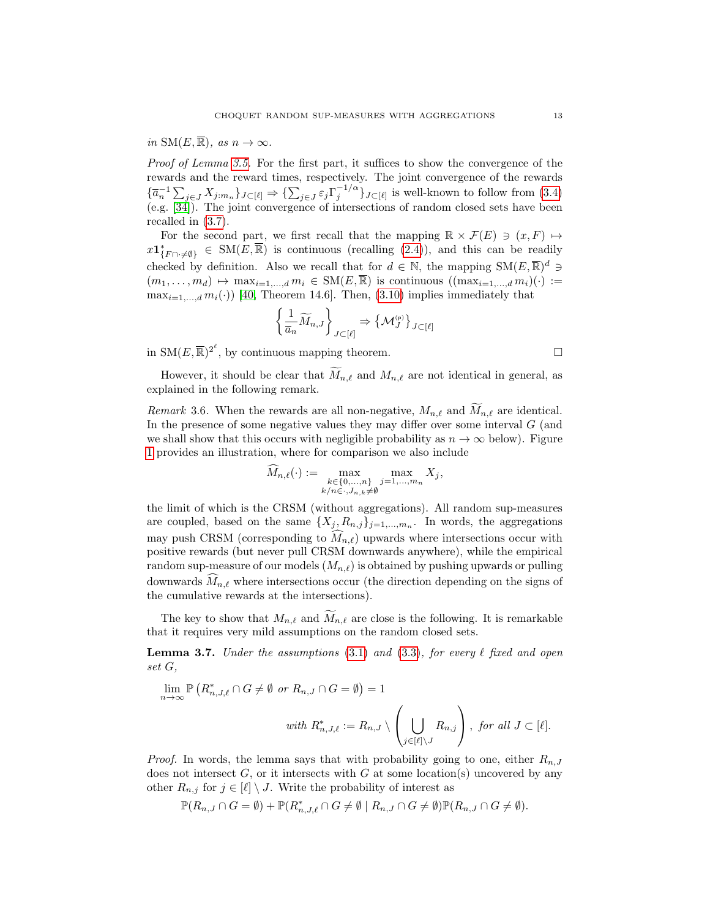*in* $\mathrm{SM}(E,\overline{\mathbb{R}})$*, as* $n\to\infty$.

*Proof of Lemma 3.5.* For the first part, it suffices to show the convergence of the rewards and the reward times, respectively. The joint convergence of the rewards $\{\overline{a}_n^{-1}\sum_{j\in J}X_{j:m_n}\}_{J\subset[\ell]}\Rightarrow\{\sum_{j\in J}\varepsilon_j\Gamma_j^{-1/\alpha}\}_{J\subset[\ell]}$ is well-known to follow from (3.4) (e.g. [34]). The joint convergence of intersections of random closed sets have been recalled in (3.7).

For the second part, we first recall that the mapping $\mathbb{R}\times\mathcal{F}(E)\ni(x,F)\mapsto x\mathbf{1}^*_{\{F\cap\cdot\neq\emptyset\}}\in\mathrm{SM}(E,\overline{\mathbb{R}})$ is continuous (recalling (2.4)), and this can be readily checked by definition. Also we recall that for $d\in\mathbb{N}$, the mapping $\mathrm{SM}(E,\overline{\mathbb{R}})^d\ni(m_1,\dots,m_d)\mapsto\max_{i=1,\dots,d}m_i\in\mathrm{SM}(E,\overline{\mathbb{R}})$ is continuous ($(\max_{i=1,\dots,d}m_i)(\cdot):=\max_{i=1,\dots,d}m_i(\cdot)$) [40, Theorem 14.6]. Then, (3.10) implies immediately that

$$\left\{\frac{1}{\overline{a}_n}\widetilde{M}_{n,J}\right\}_{J\subset[\ell]}\Rightarrow\left\{\mathcal{M}_J^{(\mathfrak{p})}\right\}_{J\subset[\ell]}$$

in $\mathrm{SM}(E,\overline{\mathbb{R}})^{2^\ell}$, by continuous mapping theorem. □

However, it should be clear that $\widetilde{M}_{n,\ell}$ and $M_{n,\ell}$ are not identical in general, as explained in the following remark.

*Remark* 3.6. When the rewards are all non-negative, $M_{n,\ell}$ and $\widetilde{M}_{n,\ell}$ are identical. In the presence of some negative values they may differ over some interval $G$ (and we shall show that this occurs with negligible probability as $n\to\infty$ below). Figure 1 provides an illustration, where for comparison we also include

$$\widehat{M}_{n,\ell}(\cdot):=\max_{\substack{k\in\{0,\dots,n\}\\k/n\in\cdot,J_{n,k}\neq\emptyset}}\ \max_{j=1,\dots,m_n}X_j,$$

the limit of which is the CRSM (without aggregations). All random sup-measures are coupled, based on the same $\{X_j,R_{n,j}\}_{j=1,\dots,m_n}$. In words, the aggregations may push CRSM (corresponding to $\widehat{M}_{n,\ell}$) upwards where intersections occur with positive rewards (but never pull CRSM downwards anywhere), while the empirical random sup-measure of our models ($M_{n,\ell}$) is obtained by pushing upwards or pulling downwards $\widehat{M}_{n,\ell}$ where intersections occur (the direction depending on the signs of the cumulative rewards at the intersections).

The key to show that $M_{n,\ell}$ and $\widetilde{M}_{n,\ell}$ are close is the following. It is remarkable that it requires very mild assumptions on the random closed sets.

**Lemma 3.7.** *Under the assumptions (3.1) and (3.3), for every $\ell$ fixed and open set $G$,*

$$\lim_{n\to\infty}\mathbb{P}\left(R^*_{n,J,\ell}\cap G\neq\emptyset\ \text{ or }\ R_{n,J}\cap G=\emptyset\right)=1$$
$$\text{with } R^*_{n,J,\ell}:=R_{n,J}\setminus\left(\bigcup_{j\in[\ell]\setminus J}R_{n,j}\right),\ \text{for all } J\subset[\ell].$$

*Proof.* In words, the lemma says that with probability going to one, either $R_{n,J}$ does not intersect $G$, or it intersects with $G$ at some location(s) uncovered by any other $R_{n,j}$ for $j\in[\ell]\setminus J$. Write the probability of interest as

$$\mathbb{P}(R_{n,J}\cap G=\emptyset)+\mathbb{P}(R^*_{n,J,\ell}\cap G\neq\emptyset\mid R_{n,J}\cap G\neq\emptyset)\mathbb{P}(R_{n,J}\cap G\neq\emptyset).$$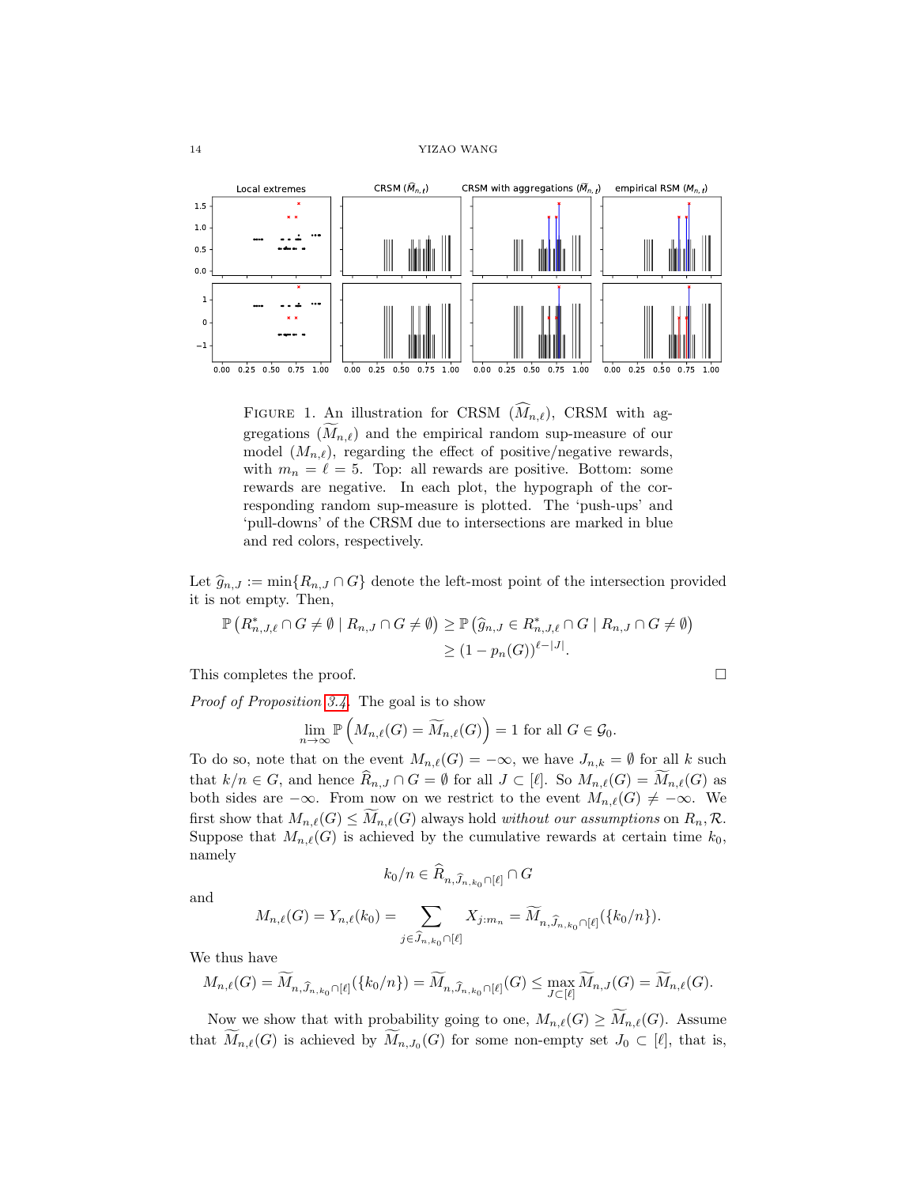FIGURE 1. An illustration for CRSM ($\widehat{M}_{n,\ell}$), CRSM with aggregations ($\widetilde{M}_{n,\ell}$) and the empirical random sup-measure of our model ($M_{n,\ell}$), regarding the effect of positive/negative rewards, with $m_n = \ell = 5$. Top: all rewards are positive. Bottom: some rewards are negative. In each plot, the hypograph of the corresponding random sup-measure is plotted. The 'push-ups' and 'pull-downs' of the CRSM due to intersections are marked in blue and red colors, respectively.

Let $\widehat{g}_{n,J} := \min\{R_{n,J} \cap G\}$ denote the left-most point of the intersection provided it is not empty. Then,

$$\mathbb{P}\left(R^*_{n,J,\ell} \cap G \neq \emptyset \mid R_{n,J} \cap G \neq \emptyset\right) \geq \mathbb{P}\left(\widehat{g}_{n,J} \in R^*_{n,J,\ell} \cap G \mid R_{n,J} \cap G \neq \emptyset\right)$$
$$\geq (1 - p_n(G))^{\ell - |J|}.$$

This completes the proof. $\square$

*Proof of Proposition 3.4.* The goal is to show

$$\lim_{n\to\infty} \mathbb{P}\left(M_{n,\ell}(G) = \widetilde{M}_{n,\ell}(G)\right) = 1 \text{ for all } G \in \mathcal{G}_0.$$

To do so, note that on the event $M_{n,\ell}(G) = -\infty$, we have $J_{n,k} = \emptyset$ for all $k$ such that $k/n \in G$, and hence $\widehat{R}_{n,J} \cap G = \emptyset$ for all $J \subset [\ell]$. So $M_{n,\ell}(G) = \widetilde{M}_{n,\ell}(G)$ as both sides are $-\infty$. From now on we restrict to the event $M_{n,\ell}(G) \neq -\infty$. We first show that $M_{n,\ell}(G) \leq \widetilde{M}_{n,\ell}(G)$ always hold *without our assumptions* on $R_n, \mathcal{R}$. Suppose that $M_{n,\ell}(G)$ is achieved by the cumulative rewards at certain time $k_0$, namely

$$k_0/n \in \widehat{R}_{n,\widehat{J}_{n,k_0} \cap [\ell]} \cap G$$

and

$$M_{n,\ell}(G) = Y_{n,\ell}(k_0) = \sum_{j \in \widehat{J}_{n,k_0} \cap [\ell]} X_{j:m_n} = \widetilde{M}_{n,\widehat{J}_{n,k_0} \cap [\ell]}(\{k_0/n\}).$$

We thus have

$$M_{n,\ell}(G) = \widetilde{M}_{n,\widehat{J}_{n,k_0} \cap [\ell]}(\{k_0/n\}) = \widetilde{M}_{n,\widehat{J}_{n,k_0} \cap [\ell]}(G) \leq \max_{J \subset [\ell]} \widetilde{M}_{n,J}(G) = \widetilde{M}_{n,\ell}(G).$$

Now we show that with probability going to one, $M_{n,\ell}(G) \geq \widetilde{M}_{n,\ell}(G)$. Assume that $\widetilde{M}_{n,\ell}(G)$ is achieved by $\widetilde{M}_{n,J_0}(G)$ for some non-empty set $J_0 \subset [\ell]$, that is,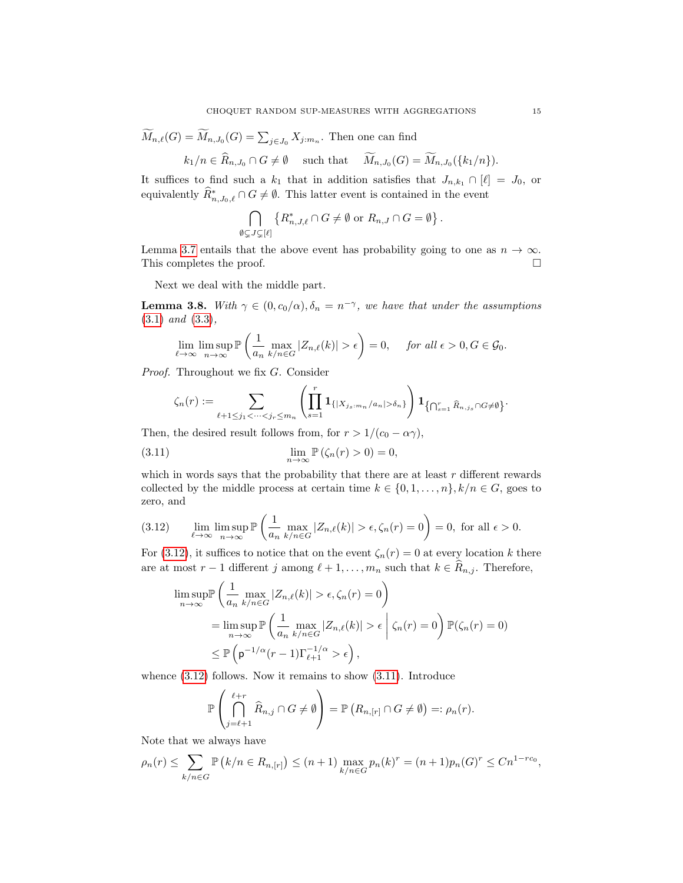$\widetilde{M}_{n,\ell}(G) = \widetilde{M}_{n,J_0}(G) = \sum_{j \in J_0} X_{j:m_n}$. Then one can find

$$k_1/n \in \widehat{R}_{n,J_0} \cap G \neq \emptyset \quad \text{such that} \quad \widetilde{M}_{n,J_0}(G) = \widetilde{M}_{n,J_0}(\{k_1/n\}).$$

It suffices to find such a $k_1$ that in addition satisfies that $J_{n,k_1} \cap [\ell] = J_0$, or equivalently $\widehat{R}^*_{n,J_0,\ell} \cap G \neq \emptyset$. This latter event is contained in the event

$$\bigcap_{\emptyset \subsetneq J \subsetneq [\ell]} \left\{ R^*_{n,J,\ell} \cap G \neq \emptyset \text{ or } R_{n,J} \cap G = \emptyset \right\}.$$

Lemma 3.7 entails that the above event has probability going to one as $n \to \infty$. This completes the proof. $\square$

Next we deal with the middle part.

**Lemma 3.8.** *With $\gamma \in (0, c_0/\alpha), \delta_n = n^{-\gamma}$, we have that under the assumptions (3.1) and (3.3),*

$$\lim_{\ell \to \infty} \limsup_{n \to \infty} \mathbb{P}\left( \frac{1}{a_n} \max_{k/n \in G} |Z_{n,\ell}(k)| > \epsilon \right) = 0, \quad \text{for all } \epsilon > 0, G \in \mathcal{G}_0.$$

*Proof.* Throughout we fix $G$. Consider

$$\zeta_n(r) := \sum_{\ell+1 \le j_1 < \cdots < j_r \le m_n} \left( \prod_{s=1}^r \mathbf{1}_{\{|X_{j_s:m_n}/a_n| > \delta_n\}} \right) \mathbf{1}_{\left\{\bigcap_{s=1}^r \widehat{R}_{n,j_s} \cap G \neq \emptyset \right\}}.$$

Then, the desired result follows from, for $r > 1/(c_0 - \alpha\gamma)$,

$$\lim_{n \to \infty} \mathbb{P}(\zeta_n(r) > 0) = 0, \tag{3.11}$$

which in words says that the probability that there are at least $r$ different rewards collected by the middle process at certain time $k \in \{0, 1, \ldots, n\}, k/n \in G$, goes to zero, and

$$\lim_{\ell \to \infty} \limsup_{n \to \infty} \mathbb{P}\left( \frac{1}{a_n} \max_{k/n \in G} |Z_{n,\ell}(k)| > \epsilon, \zeta_n(r) = 0 \right) = 0, \text{ for all } \epsilon > 0. \tag{3.12}$$

For (3.12), it suffices to notice that on the event $\zeta_n(r) = 0$ at every location $k$ there are at most $r-1$ different $j$ among $\ell+1, \ldots, m_n$ such that $k \in \widehat{R}_{n,j}$. Therefore,

$$\begin{aligned}
\limsup_{n \to \infty} &\mathbb{P}\left( \frac{1}{a_n} \max_{k/n \in G} |Z_{n,\ell}(k)| > \epsilon, \zeta_n(r) = 0 \right) \\
&= \limsup_{n \to \infty} \mathbb{P}\left( \frac{1}{a_n} \max_{k/n \in G} |Z_{n,\ell}(k)| > \epsilon \;\middle|\; \zeta_n(r) = 0 \right) \mathbb{P}(\zeta_n(r) = 0) \\
&\le \mathbb{P}\left( \mathsf{p}^{-1/\alpha}(r-1)\Gamma_{\ell+1}^{-1/\alpha} > \epsilon \right),
\end{aligned}$$

whence (3.12) follows. Now it remains to show (3.11). Introduce

$$\mathbb{P}\left( \bigcap_{j=\ell+1}^{\ell+r} \widehat{R}_{n,j} \cap G \neq \emptyset \right) = \mathbb{P}\left( R_{n,[r]} \cap G \neq \emptyset \right) =: \rho_n(r).$$

Note that we always have

$$\rho_n(r) \le \sum_{k/n \in G} \mathbb{P}\left( k/n \in R_{n,[r]} \right) \le (n+1) \max_{k/n \in G} p_n(k)^r = (n+1)p_n(G)^r \le Cn^{1-rc_0},$$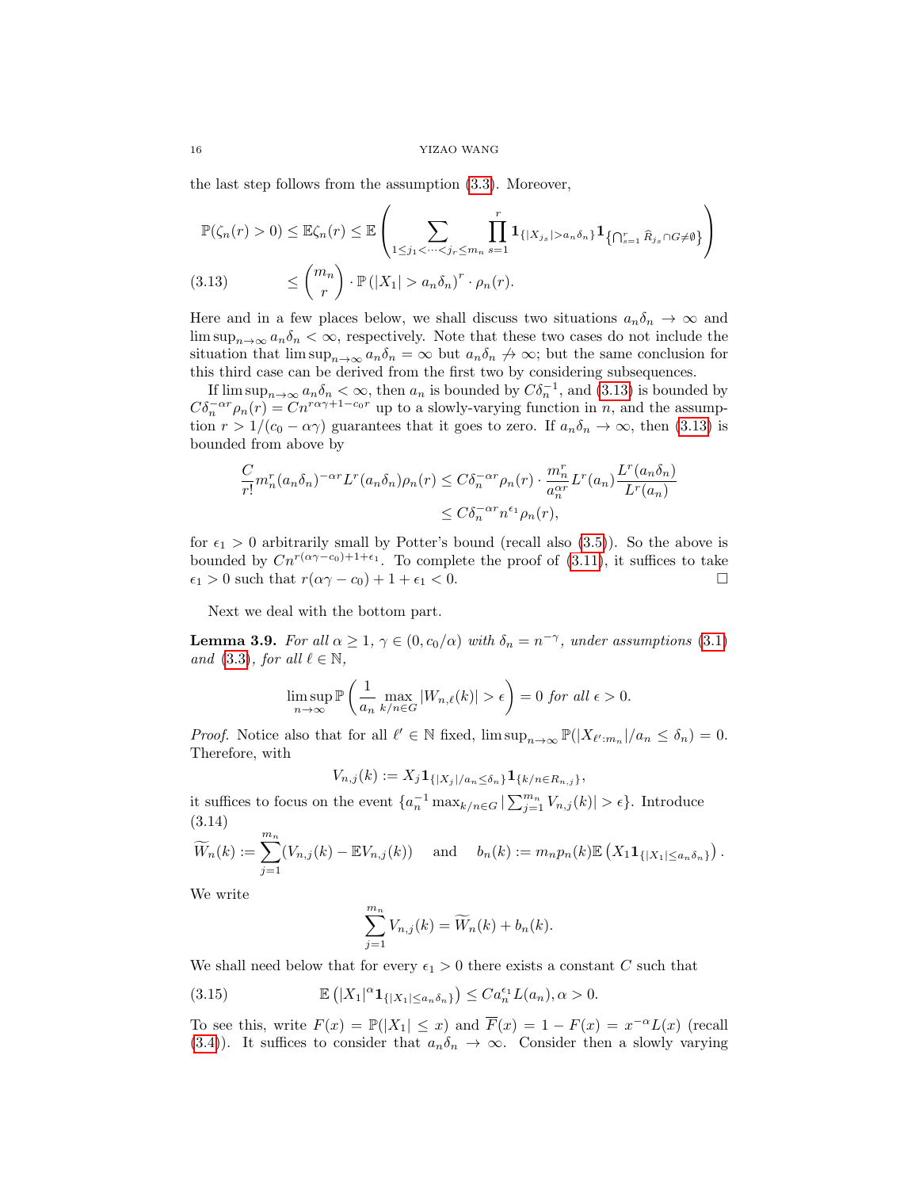the last step follows from the assumption (3.3). Moreover,

$$
\begin{aligned}
\mathbb{P}(\zeta_n(r) > 0) \le \mathbb{E}\zeta_n(r) &\le \mathbb{E}\left(\sum_{1\le j_1<\cdots<j_r\le m_n} \prod_{s=1}^r \mathbf{1}_{\{|X_{j_s}|>a_n\delta_n\}} \mathbf{1}_{\left\{\bigcap_{s=1}^r \widehat{R}_{j_s}\cap G\neq\emptyset\right\}}\right)\\
&\le \binom{m_n}{r}\cdot \mathbb{P}\left(|X_1|>a_n\delta_n\right)^r\cdot \rho_n(r). \qquad (3.13)
\end{aligned}
$$

Here and in a few places below, we shall discuss two situations $a_n\delta_n\to\infty$ and $\limsup_{n\to\infty} a_n\delta_n<\infty$, respectively. Note that these two cases do not include the situation that $\limsup_{n\to\infty} a_n\delta_n = \infty$ but $a_n\delta_n \not\to\infty$; but the same conclusion for this third case can be derived from the first two by considering subsequences.

If $\limsup_{n\to\infty} a_n\delta_n<\infty$, then $a_n$ is bounded by $C\delta_n^{-1}$, and (3.13) is bounded by $C\delta_n^{-\alpha r}\rho_n(r) = Cn^{r\alpha\gamma+1-c_0 r}$ up to a slowly-varying function in $n$, and the assumption $r>1/(c_0-\alpha\gamma)$ guarantees that it goes to zero. If $a_n\delta_n\to\infty$, then (3.13) is bounded from above by

$$
\begin{aligned}
\frac{C}{r!}m_n^r(a_n\delta_n)^{-\alpha r}L^r(a_n\delta_n)\rho_n(r) &\le C\delta_n^{-\alpha r}\rho_n(r)\cdot\frac{m_n^r}{a_n^{\alpha r}}L^r(a_n)\frac{L^r(a_n\delta_n)}{L^r(a_n)}\\
&\le C\delta_n^{-\alpha r}n^{\epsilon_1}\rho_n(r),
\end{aligned}
$$

for $\epsilon_1>0$ arbitrarily small by Potter's bound (recall also (3.5)). So the above is bounded by $Cn^{r(\alpha\gamma-c_0)+1+\epsilon_1}$. To complete the proof of (3.11), it suffices to take $\epsilon_1>0$ such that $r(\alpha\gamma-c_0)+1+\epsilon_1<0$. □

Next we deal with the bottom part.

**Lemma 3.9.** *For all $\alpha\ge1$, $\gamma\in(0,c_0/\alpha)$ with $\delta_n=n^{-\gamma}$, under assumptions (3.1) and (3.3), for all $\ell\in\mathbb{N}$,*

$$
\limsup_{n\to\infty}\mathbb{P}\left(\frac{1}{a_n}\max_{k/n\in G}|W_{n,\ell}(k)|>\epsilon\right)=0 \text{ for all } \epsilon>0.
$$

*Proof.* Notice also that for all $\ell'\in\mathbb{N}$ fixed, $\limsup_{n\to\infty}\mathbb{P}(|X_{\ell':m_n}|/a_n\le\delta_n)=0$. Therefore, with

$$
V_{n,j}(k) := X_j\mathbf{1}_{\{|X_j|/a_n\le\delta_n\}}\mathbf{1}_{\{k/n\in R_{n,j}\}},
$$

it suffices to focus on the event $\{a_n^{-1}\max_{k/n\in G}|\sum_{j=1}^{m_n}V_{n,j}(k)|>\epsilon\}$. Introduce

$$
\widetilde{W}_n(k) := \sum_{j=1}^{m_n}(V_{n,j}(k)-\mathbb{E}V_{n,j}(k)) \quad\text{and}\quad b_n(k) := m_np_n(k)\mathbb{E}\left(X_1\mathbf{1}_{\{|X_1|\le a_n\delta_n\}}\right). \qquad (3.14)
$$

We write

$$
\sum_{j=1}^{m_n}V_{n,j}(k) = \widetilde{W}_n(k)+b_n(k).
$$

We shall need below that for every $\epsilon_1>0$ there exists a constant $C$ such that

$$
\mathbb{E}\left(|X_1|^\alpha\mathbf{1}_{\{|X_1|\le a_n\delta_n\}}\right)\le Ca_n^{\epsilon_1}L(a_n), \alpha>0. \qquad (3.15)
$$

To see this, write $F(x)=\mathbb{P}(|X_1|\le x)$ and $\overline{F}(x)=1-F(x)=x^{-\alpha}L(x)$ (recall (3.4)). It suffices to consider that $a_n\delta_n\to\infty$. Consider then a slowly varying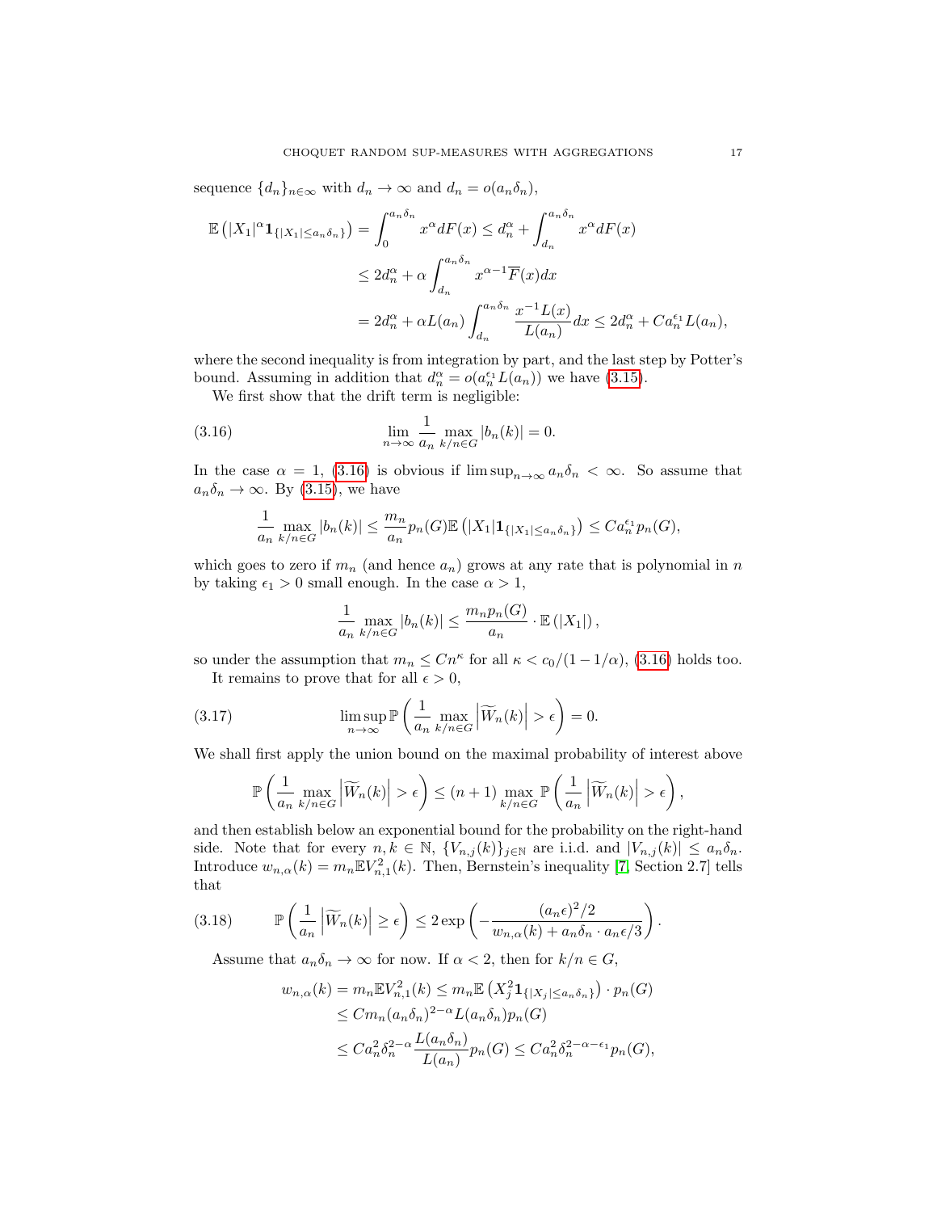sequence $\{d_n\}_{n\in\infty}$ with $d_n \to \infty$ and $d_n = o(a_n\delta_n)$,

$$
\begin{aligned}
\mathbb{E}\left(|X_1|^\alpha \mathbf{1}_{\{|X_1|\le a_n\delta_n\}}\right) &= \int_0^{a_n\delta_n} x^\alpha dF(x) \le d_n^\alpha + \int_{d_n}^{a_n\delta_n} x^\alpha dF(x)\\
&\le 2d_n^\alpha + \alpha\int_{d_n}^{a_n\delta_n} x^{\alpha-1}\overline{F}(x)dx\\
&= 2d_n^\alpha + \alpha L(a_n)\int_{d_n}^{a_n\delta_n} \frac{x^{-1}L(x)}{L(a_n)}dx \le 2d_n^\alpha + Ca_n^{\epsilon_1}L(a_n),
\end{aligned}
$$

where the second inequality is from integration by part, and the last step by Potter's bound. Assuming in addition that $d_n^\alpha = o(a_n^{\epsilon_1}L(a_n))$ we have (3.15).

We first show that the drift term is negligible:

$$
\lim_{n\to\infty}\frac{1}{a_n}\max_{k/n\in G}|b_n(k)| = 0. \tag{3.16}
$$

In the case $\alpha = 1$, (3.16) is obvious if $\limsup_{n\to\infty} a_n\delta_n < \infty$. So assume that $a_n\delta_n \to \infty$. By (3.15), we have

$$
\frac{1}{a_n}\max_{k/n\in G}|b_n(k)| \le \frac{m_n}{a_n}p_n(G)\mathbb{E}\left(|X_1|\mathbf{1}_{\{|X_1|\le a_n\delta_n\}}\right) \le Ca_n^{\epsilon_1}p_n(G),
$$

which goes to zero if $m_n$ (and hence $a_n$) grows at any rate that is polynomial in $n$ by taking $\epsilon_1 > 0$ small enough. In the case $\alpha > 1$,

$$
\frac{1}{a_n}\max_{k/n\in G}|b_n(k)| \le \frac{m_np_n(G)}{a_n}\cdot\mathbb{E}\left(|X_1|\right),
$$

so under the assumption that $m_n \le Cn^\kappa$ for all $\kappa < c_0/(1-1/\alpha)$, (3.16) holds too.

It remains to prove that for all $\epsilon > 0$,

$$
\limsup_{n\to\infty}\mathbb{P}\left(\frac{1}{a_n}\max_{k/n\in G}\left|\widetilde{W}_n(k)\right| > \epsilon\right) = 0. \tag{3.17}
$$

We shall first apply the union bound on the maximal probability of interest above

$$
\mathbb{P}\left(\frac{1}{a_n}\max_{k/n\in G}\left|\widetilde{W}_n(k)\right| > \epsilon\right) \le (n+1)\max_{k/n\in G}\mathbb{P}\left(\frac{1}{a_n}\left|\widetilde{W}_n(k)\right| > \epsilon\right),
$$

and then establish below an exponential bound for the probability on the right-hand side. Note that for every $n,k\in\mathbb{N}$, $\{V_{n,j}(k)\}_{j\in\mathbb{N}}$ are i.i.d. and $|V_{n,j}(k)| \le a_n\delta_n$. Introduce $w_{n,\alpha}(k) = m_n\mathbb{E}V_{n,1}^2(k)$. Then, Bernstein's inequality [7, Section 2.7] tells that

$$
\mathbb{P}\left(\frac{1}{a_n}\left|\widetilde{W}_n(k)\right| \ge \epsilon\right) \le 2\exp\left(-\frac{(a_n\epsilon)^2/2}{w_{n,\alpha}(k) + a_n\delta_n\cdot a_n\epsilon/3}\right). \tag{3.18}
$$

Assume that $a_n\delta_n \to \infty$ for now. If $\alpha < 2$, then for $k/n \in G$,

$$
\begin{aligned}
w_{n,\alpha}(k) = m_n\mathbb{E}V_{n,1}^2(k) &\le m_n\mathbb{E}\left(X_j^2\mathbf{1}_{\{|X_j|\le a_n\delta_n\}}\right)\cdot p_n(G)\\
&\le Cm_n(a_n\delta_n)^{2-\alpha}L(a_n\delta_n)p_n(G)\\
&\le Ca_n^2\delta_n^{2-\alpha}\frac{L(a_n\delta_n)}{L(a_n)}p_n(G) \le Ca_n^2\delta_n^{2-\alpha-\epsilon_1}p_n(G),
\end{aligned}
$$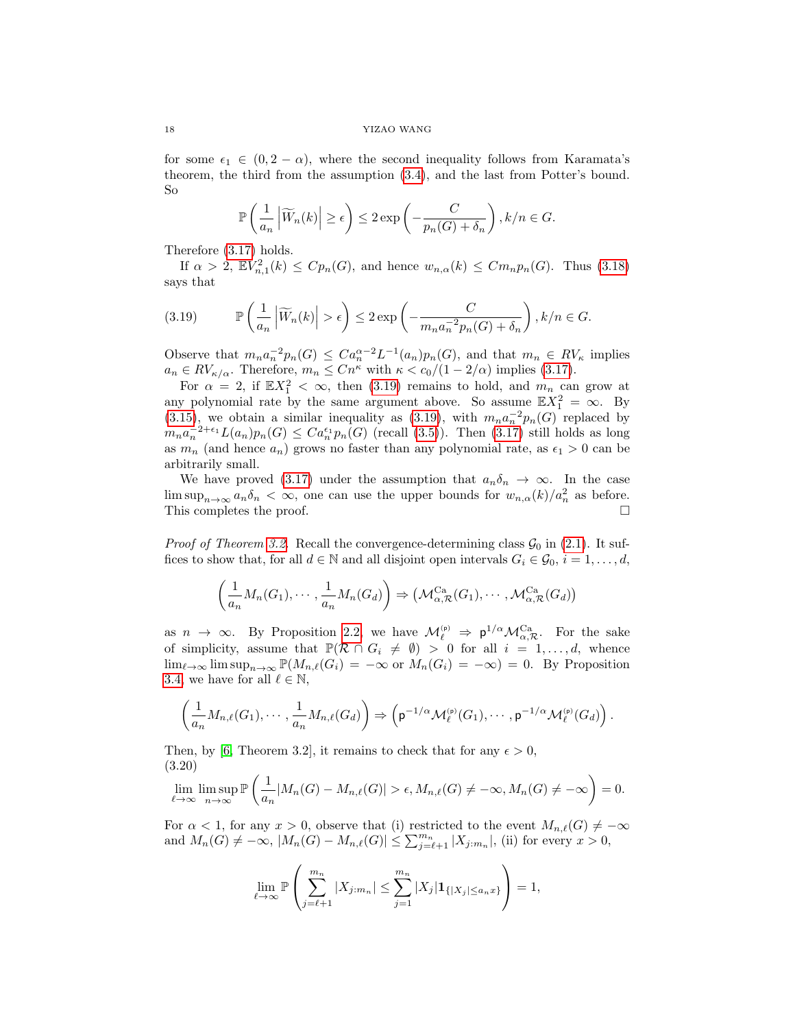for some $\epsilon_1 \in (0, 2-\alpha)$, where the second inequality follows from Karamata's theorem, the third from the assumption (3.4), and the last from Potter's bound. So

$$\mathbb{P}\left(\frac{1}{a_n}\left|\widetilde{W}_n(k)\right| \geq \epsilon\right) \leq 2\exp\left(-\frac{C}{p_n(G)+\delta_n}\right), k/n \in G.$$

Therefore (3.17) holds.

If $\alpha > 2$, $\mathbb{E}V_{n,1}^2(k) \leq Cp_n(G)$, and hence $w_{n,\alpha}(k) \leq Cm_np_n(G)$. Thus (3.18) says that

$$\mathbb{P}\left(\frac{1}{a_n}\left|\widetilde{W}_n(k)\right| > \epsilon\right) \leq 2\exp\left(-\frac{C}{m_na_n^{-2}p_n(G)+\delta_n}\right), k/n \in G. \tag{3.19}$$

Observe that $m_na_n^{-2}p_n(G) \leq Ca_n^{\alpha-2}L^{-1}(a_n)p_n(G)$, and that $m_n \in RV_\kappa$ implies $a_n \in RV_{\kappa/\alpha}$. Therefore, $m_n \leq Cn^\kappa$ with $\kappa < c_0/(1-2/\alpha)$ implies (3.17).

For $\alpha = 2$, if $\mathbb{E}X_1^2 < \infty$, then (3.19) remains to hold, and $m_n$ can grow at any polynomial rate by the same argument above. So assume $\mathbb{E}X_1^2 = \infty$. By (3.15), we obtain a similar inequality as (3.19), with $m_na_n^{-2}p_n(G)$ replaced by $m_na_n^{-2+\epsilon_1}L(a_n)p_n(G) \leq Ca_n^{\epsilon_1}p_n(G)$ (recall (3.5)). Then (3.17) still holds as long as $m_n$ (and hence $a_n$) grows no faster than any polynomial rate, as $\epsilon_1 > 0$ can be arbitrarily small.

We have proved (3.17) under the assumption that $a_n\delta_n \to \infty$. In the case $\limsup_{n\to\infty} a_n\delta_n < \infty$, one can use the upper bounds for $w_{n,\alpha}(k)/a_n^2$ as before. This completes the proof. $\square$

*Proof of Theorem 3.2.* Recall the convergence-determining class $\mathcal{G}_0$ in (2.1). It suffices to show that, for all $d \in \mathbb{N}$ and all disjoint open intervals $G_i \in \mathcal{G}_0$, $i = 1, \dots, d$,

$$\left(\frac{1}{a_n}M_n(G_1), \cdots, \frac{1}{a_n}M_n(G_d)\right) \Rightarrow \left(\mathcal{M}_{\alpha,\mathcal{R}}^{\rm Ca}(G_1), \cdots, \mathcal{M}_{\alpha,\mathcal{R}}^{\rm Ca}(G_d)\right)$$

as $n \to \infty$. By Proposition 2.2, we have $\mathcal{M}_\ell^{(\mathsf{p})} \Rightarrow \mathsf{p}^{1/\alpha}\mathcal{M}_{\alpha,\mathcal{R}}^{\rm Ca}$. For the sake of simplicity, assume that $\mathbb{P}(\mathcal{R} \cap G_i \neq \emptyset) > 0$ for all $i = 1, \dots, d$, whence $\lim_{\ell\to\infty}\limsup_{n\to\infty}\mathbb{P}(M_{n,\ell}(G_i) = -\infty \text{ or } M_n(G_i) = -\infty) = 0$. By Proposition 3.4, we have for all $\ell \in \mathbb{N}$,

$$\left(\frac{1}{a_n}M_{n,\ell}(G_1), \cdots, \frac{1}{a_n}M_{n,\ell}(G_d)\right) \Rightarrow \left(\mathsf{p}^{-1/\alpha}\mathcal{M}_\ell^{(\mathsf{p})}(G_1), \cdots, \mathsf{p}^{-1/\alpha}\mathcal{M}_\ell^{(\mathsf{p})}(G_d)\right).$$

Then, by [6, Theorem 3.2], it remains to check that for any $\epsilon > 0$,

$$\lim_{\ell\to\infty}\limsup_{n\to\infty}\mathbb{P}\left(\frac{1}{a_n}|M_n(G) - M_{n,\ell}(G)| > \epsilon, M_{n,\ell}(G) \neq -\infty, M_n(G) \neq -\infty\right) = 0. \tag{3.20}$$

For $\alpha < 1$, for any $x > 0$, observe that (i) restricted to the event $M_{n,\ell}(G) \neq -\infty$ and $M_n(G) \neq -\infty$, $|M_n(G) - M_{n,\ell}(G)| \leq \sum_{j=\ell+1}^{m_n}|X_{j:m_n}|$, (ii) for every $x > 0$,

$$\lim_{\ell\to\infty}\mathbb{P}\left(\sum_{j=\ell+1}^{m_n}|X_{j:m_n}| \leq \sum_{j=1}^{m_n}|X_j|\mathbf{1}_{\{|X_j|\leq a_nx\}}\right) = 1,$$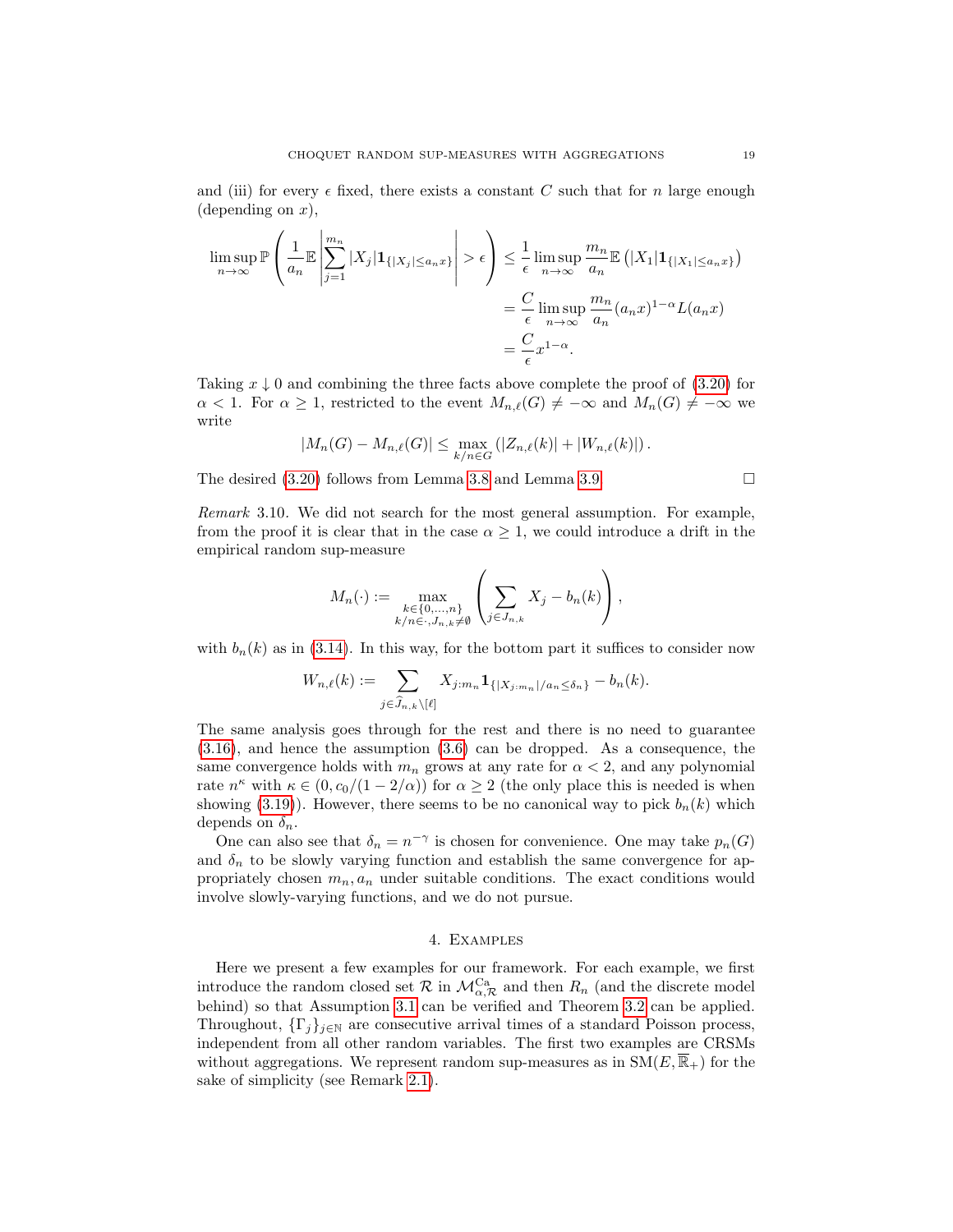and (iii) for every $\epsilon$ fixed, there exists a constant $C$ such that for $n$ large enough (depending on $x$),

$$
\begin{aligned}
\limsup_{n\to\infty} \mathbb{P}\left(\frac{1}{a_n}\mathbb{E}\left|\sum_{j=1}^{m_n}|X_j|\mathbf{1}_{\{|X_j|\le a_n x\}}\right|>\epsilon\right) &\le \frac{1}{\epsilon}\limsup_{n\to\infty}\frac{m_n}{a_n}\mathbb{E}\left(|X_1|\mathbf{1}_{\{|X_1|\le a_n x\}}\right)\\
&= \frac{C}{\epsilon}\limsup_{n\to\infty}\frac{m_n}{a_n}(a_n x)^{1-\alpha}L(a_n x)\\
&= \frac{C}{\epsilon}x^{1-\alpha}.
\end{aligned}
$$

Taking $x\downarrow 0$ and combining the three facts above complete the proof of (3.20) for $\alpha<1$. For $\alpha\ge 1$, restricted to the event $M_{n,\ell}(G)\ne -\infty$ and $M_n(G)\ne -\infty$ we write

$$
|M_n(G)-M_{n,\ell}(G)| \le \max_{k/n\in G}\left(|Z_{n,\ell}(k)|+|W_{n,\ell}(k)|\right).
$$

The desired (3.20) follows from Lemma 3.8 and Lemma 3.9. $\square$

*Remark* 3.10. We did not search for the most general assumption. For example, from the proof it is clear that in the case $\alpha\ge 1$, we could introduce a drift in the empirical random sup-measure

$$
M_n(\cdot) := \max_{\substack{k\in\{0,\dots,n\}\\ k/n\in\cdot, J_{n,k}\ne\emptyset}}\left(\sum_{j\in J_{n,k}}X_j - b_n(k)\right),
$$

with $b_n(k)$ as in (3.14). In this way, for the bottom part it suffices to consider now

$$
W_{n,\ell}(k) := \sum_{j\in\widehat{J}_{n,k}\setminus[\ell]} X_{j:m_n}\mathbf{1}_{\{|X_{j:m_n}|/a_n\le\delta_n\}} - b_n(k).
$$

The same analysis goes through for the rest and there is no need to guarantee (3.16), and hence the assumption (3.6) can be dropped. As a consequence, the same convergence holds with $m_n$ grows at any rate for $\alpha<2$, and any polynomial rate $n^\kappa$ with $\kappa\in(0,c_0/(1-2/\alpha))$ for $\alpha\ge 2$ (the only place this is needed is when showing (3.19)). However, there seems to be no canonical way to pick $b_n(k)$ which depends on $\delta_n$.

One can also see that $\delta_n=n^{-\gamma}$ is chosen for convenience. One may take $p_n(G)$ and $\delta_n$ to be slowly varying function and establish the same convergence for appropriately chosen $m_n, a_n$ under suitable conditions. The exact conditions would involve slowly-varying functions, and we do not pursue.

## 4. Examples

Here we present a few examples for our framework. For each example, we first introduce the random closed set $\mathcal{R}$ in $\mathcal{M}^{\rm Ca}_{\alpha,\mathcal{R}}$ and then $R_n$ (and the discrete model behind) so that Assumption 3.1 can be verified and Theorem 3.2 can be applied. Throughout, $\{\Gamma_j\}_{j\in\mathbb{N}}$ are consecutive arrival times of a standard Poisson process, independent from all other random variables. The first two examples are CRSMs without aggregations. We represent random sup-measures as in ${\rm SM}(E,\overline{\mathbb{R}}_+)$ for the sake of simplicity (see Remark 2.1).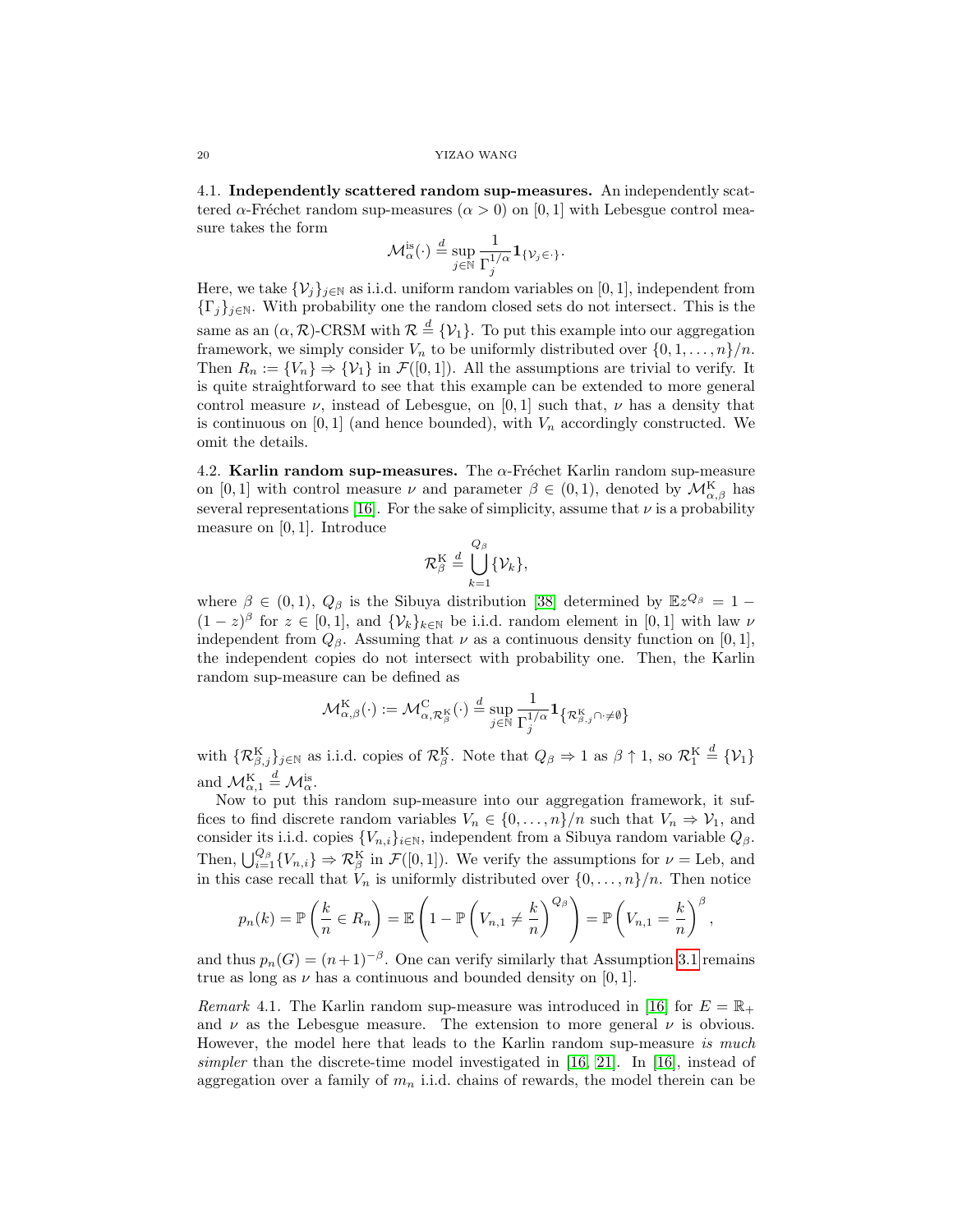### 4.1. Independently scattered random sup-measures.

An independently scattered $\alpha$-Fréchet random sup-measures ($\alpha > 0$) on $[0,1]$ with Lebesgue control measure takes the form

$$\mathcal{M}_\alpha^{\rm is}(\cdot) \stackrel{d}{=} \sup_{j\in\mathbb{N}} \frac{1}{\Gamma_j^{1/\alpha}} \mathbf{1}_{\{\mathcal{V}_j \in \cdot\}}.$$

Here, we take $\{\mathcal{V}_j\}_{j\in\mathbb{N}}$ as i.i.d. uniform random variables on $[0,1]$, independent from $\{\Gamma_j\}_{j\in\mathbb{N}}$. With probability one the random closed sets do not intersect. This is the same as an $(\alpha,\mathcal{R})$-CRSM with $\mathcal{R} \stackrel{d}{=} \{\mathcal{V}_1\}$. To put this example into our aggregation framework, we simply consider $V_n$ to be uniformly distributed over $\{0,1,\dots,n\}/n$. Then $R_n := \{V_n\} \Rightarrow \{\mathcal{V}_1\}$ in $\mathcal{F}([0,1])$. All the assumptions are trivial to verify. It is quite straightforward to see that this example can be extended to more general control measure $\nu$, instead of Lebesgue, on $[0,1]$ such that, $\nu$ has a density that is continuous on $[0,1]$ (and hence bounded), with $V_n$ accordingly constructed. We omit the details.

### 4.2. Karlin random sup-measures.

The $\alpha$-Fréchet Karlin random sup-measure on $[0,1]$ with control measure $\nu$ and parameter $\beta \in (0,1)$, denoted by $\mathcal{M}_{\alpha,\beta}^{\rm K}$ has several representations [16]. For the sake of simplicity, assume that $\nu$ is a probability measure on $[0,1]$. Introduce

$$\mathcal{R}_\beta^{\rm K} \stackrel{d}{=} \bigcup_{k=1}^{Q_\beta} \{\mathcal{V}_k\},$$

where $\beta \in (0,1)$, $Q_\beta$ is the Sibuya distribution [38] determined by $\mathbb{E}z^{Q_\beta} = 1 - (1-z)^\beta$ for $z \in [0,1]$, and $\{\mathcal{V}_k\}_{k\in\mathbb{N}}$ be i.i.d. random element in $[0,1]$ with law $\nu$ independent from $Q_\beta$. Assuming that $\nu$ as a continuous density function on $[0,1]$, the independent copies do not intersect with probability one. Then, the Karlin random sup-measure can be defined as

$$\mathcal{M}_{\alpha,\beta}^{\rm K}(\cdot) := \mathcal{M}_{\alpha,\mathcal{R}_\beta^{\rm K}}^{\rm C}(\cdot) \stackrel{d}{=} \sup_{j\in\mathbb{N}} \frac{1}{\Gamma_j^{1/\alpha}} \mathbf{1}_{\{\mathcal{R}_{\beta,j}^{\rm K} \cap \cdot \neq \emptyset\}}$$

with $\{\mathcal{R}_{\beta,j}^{\rm K}\}_{j\in\mathbb{N}}$ as i.i.d. copies of $\mathcal{R}_\beta^{\rm K}$. Note that $Q_\beta \Rightarrow 1$ as $\beta \uparrow 1$, so $\mathcal{R}_1^{\rm K} \stackrel{d}{=} \{\mathcal{V}_1\}$ and $\mathcal{M}_{\alpha,1}^{\rm K} \stackrel{d}{=} \mathcal{M}_\alpha^{\rm is}$.

Now to put this random sup-measure into our aggregation framework, it suffices to find discrete random variables $V_n \in \{0,\dots,n\}/n$ such that $V_n \Rightarrow \mathcal{V}_1$, and consider its i.i.d. copies $\{V_{n,i}\}_{i\in\mathbb{N}}$, independent from a Sibuya random variable $Q_\beta$. Then, $\bigcup_{i=1}^{Q_\beta}\{V_{n,i}\} \Rightarrow \mathcal{R}_\beta^{\rm K}$ in $\mathcal{F}([0,1])$. We verify the assumptions for $\nu = \text{Leb}$, and in this case recall that $V_n$ is uniformly distributed over $\{0,\dots,n\}/n$. Then notice

$$p_n(k) = \mathbb{P}\left(\frac{k}{n} \in R_n\right) = \mathbb{E}\left(1 - \mathbb{P}\left(V_{n,1} \neq \frac{k}{n}\right)^{Q_\beta}\right) = \mathbb{P}\left(V_{n,1} = \frac{k}{n}\right)^\beta,$$

and thus $p_n(G) = (n+1)^{-\beta}$. One can verify similarly that Assumption 3.1 remains true as long as $\nu$ has a continuous and bounded density on $[0,1]$.

*Remark* 4.1. The Karlin random sup-measure was introduced in [16] for $E = \mathbb{R}_+$ and $\nu$ as the Lebesgue measure. The extension to more general $\nu$ is obvious. However, the model here that leads to the Karlin random sup-measure *is much simpler* than the discrete-time model investigated in [16, 21]. In [16], instead of aggregation over a family of $m_n$ i.i.d. chains of rewards, the model therein can be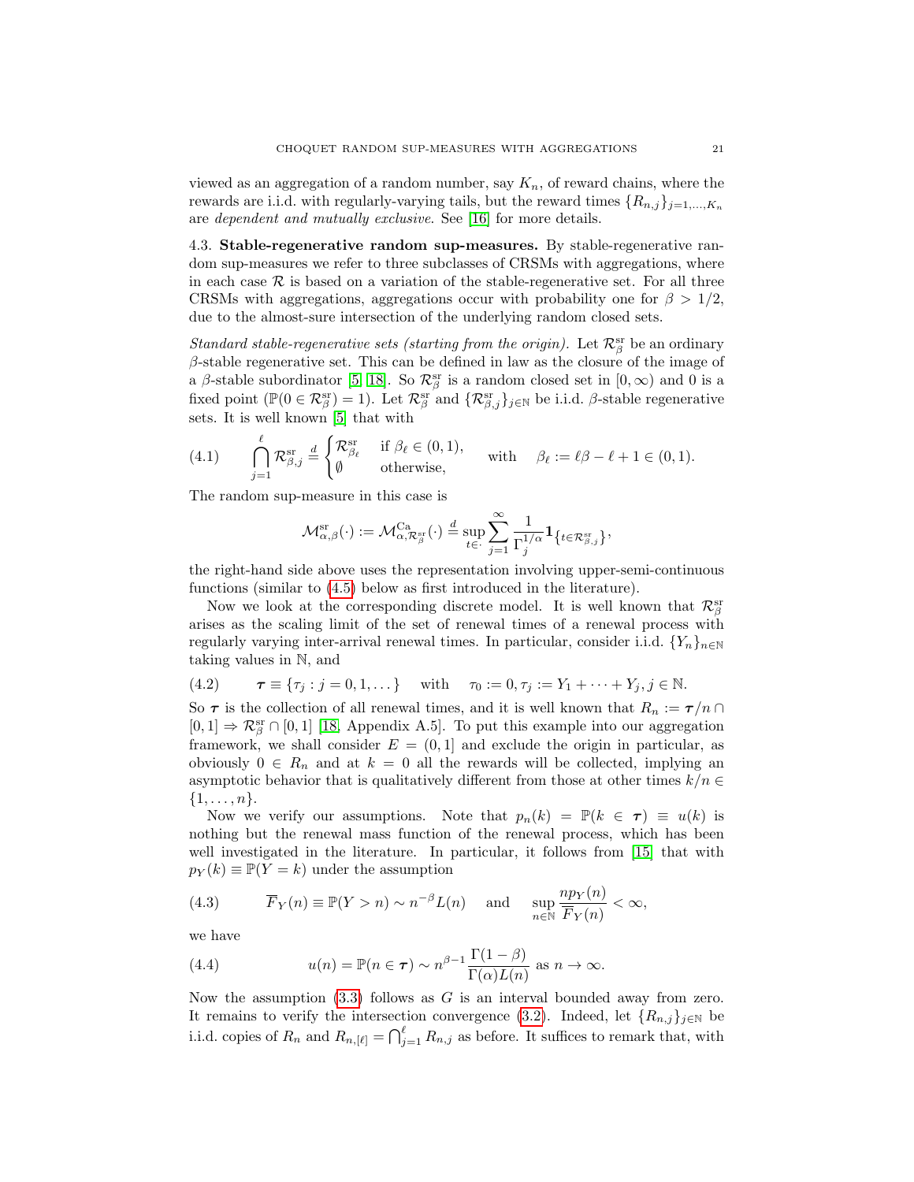viewed as an aggregation of a random number, say $K_n$, of reward chains, where the rewards are i.i.d. with regularly-varying tails, but the reward times $\{R_{n,j}\}_{j=1,\dots,K_n}$ are *dependent and mutually exclusive*. See [16] for more details.

### 4.3. Stable-regenerative random sup-measures.

By stable-regenerative random sup-measures we refer to three subclasses of CRSMs with aggregations, where in each case $\mathcal{R}$ is based on a variation of the stable-regenerative set. For all three CRSMs with aggregations, aggregations occur with probability one for $\beta > 1/2$, due to the almost-sure intersection of the underlying random closed sets.

*Standard stable-regenerative sets (starting from the origin).* Let $\mathcal{R}^{\rm sr}_\beta$ be an ordinary $\beta$-stable regenerative set. This can be defined in law as the closure of the image of a $\beta$-stable subordinator [5, 18]. So $\mathcal{R}^{\rm sr}_\beta$ is a random closed set in $[0,\infty)$ and 0 is a fixed point ($\mathbb{P}(0 \in \mathcal{R}^{\rm sr}_\beta) = 1$). Let $\mathcal{R}^{\rm sr}_\beta$ and $\{\mathcal{R}^{\rm sr}_{\beta,j}\}_{j\in\mathbb{N}}$ be i.i.d. $\beta$-stable regenerative sets. It is well known [5] that with

$$
\bigcap_{j=1}^{\ell} \mathcal{R}^{\rm sr}_{\beta,j} \stackrel{d}{=} \begin{cases} \mathcal{R}^{\rm sr}_{\beta_\ell} & \text{if } \beta_\ell \in (0,1), \\ \emptyset & \text{otherwise,} \end{cases} \qquad \text{with} \quad \beta_\ell := \ell\beta - \ell + 1 \in (0,1). \tag{4.1}
$$

The random sup-measure in this case is

$$
\mathcal{M}^{\rm sr}_{\alpha,\beta}(\cdot) := \mathcal{M}^{\rm Ca}_{\alpha,\mathcal{R}^{\rm sr}_\beta}(\cdot) \stackrel{d}{=} \sup_{t\in\cdot} \sum_{j=1}^{\infty} \frac{1}{\Gamma_j^{1/\alpha}} \mathbf{1}_{\{t\in\mathcal{R}^{\rm sr}_{\beta,j}\}},
$$

the right-hand side above uses the representation involving upper-semi-continuous functions (similar to (4.5) below as first introduced in the literature).

Now we look at the corresponding discrete model. It is well known that $\mathcal{R}^{\rm sr}_\beta$ arises as the scaling limit of the set of renewal times of a renewal process with regularly varying inter-arrival renewal times. In particular, consider i.i.d. $\{Y_n\}_{n\in\mathbb{N}}$ taking values in $\mathbb{N}$, and

$$
\boldsymbol{\tau} \equiv \{\tau_j : j = 0, 1, \dots\} \quad \text{with} \quad \tau_0 := 0, \tau_j := Y_1 + \cdots + Y_j, j \in \mathbb{N}. \tag{4.2}
$$

So $\boldsymbol{\tau}$ is the collection of all renewal times, and it is well known that $R_n := \boldsymbol{\tau}/n \cap [0,1] \Rightarrow \mathcal{R}^{\rm sr}_\beta \cap [0,1]$ [18, Appendix A.5]. To put this example into our aggregation framework, we shall consider $E = (0,1]$ and exclude the origin in particular, as obviously $0 \in R_n$ and at $k = 0$ all the rewards will be collected, implying an asymptotic behavior that is qualitatively different from those at other times $k/n \in \{1,\dots,n\}$.

Now we verify our assumptions. Note that $p_n(k) = \mathbb{P}(k \in \boldsymbol{\tau}) \equiv u(k)$ is nothing but the renewal mass function of the renewal process, which has been well investigated in the literature. In particular, it follows from [15] that with $p_Y(k) \equiv \mathbb{P}(Y = k)$ under the assumption

$$
\overline{F}_Y(n) \equiv \mathbb{P}(Y > n) \sim n^{-\beta} L(n) \quad \text{and} \quad \sup_{n\in\mathbb{N}} \frac{n p_Y(n)}{\overline{F}_Y(n)} < \infty, \tag{4.3}
$$

we have

$$
u(n) = \mathbb{P}(n \in \boldsymbol{\tau}) \sim n^{\beta-1} \frac{\Gamma(1-\beta)}{\Gamma(\alpha) L(n)} \text{ as } n \to \infty. \tag{4.4}
$$

Now the assumption (3.3) follows as $G$ is an interval bounded away from zero. It remains to verify the intersection convergence (3.2). Indeed, let $\{R_{n,j}\}_{j\in\mathbb{N}}$ be i.i.d. copies of $R_n$ and $R_{n,[\ell]} = \bigcap_{j=1}^{\ell} R_{n,j}$ as before. It suffices to remark that, with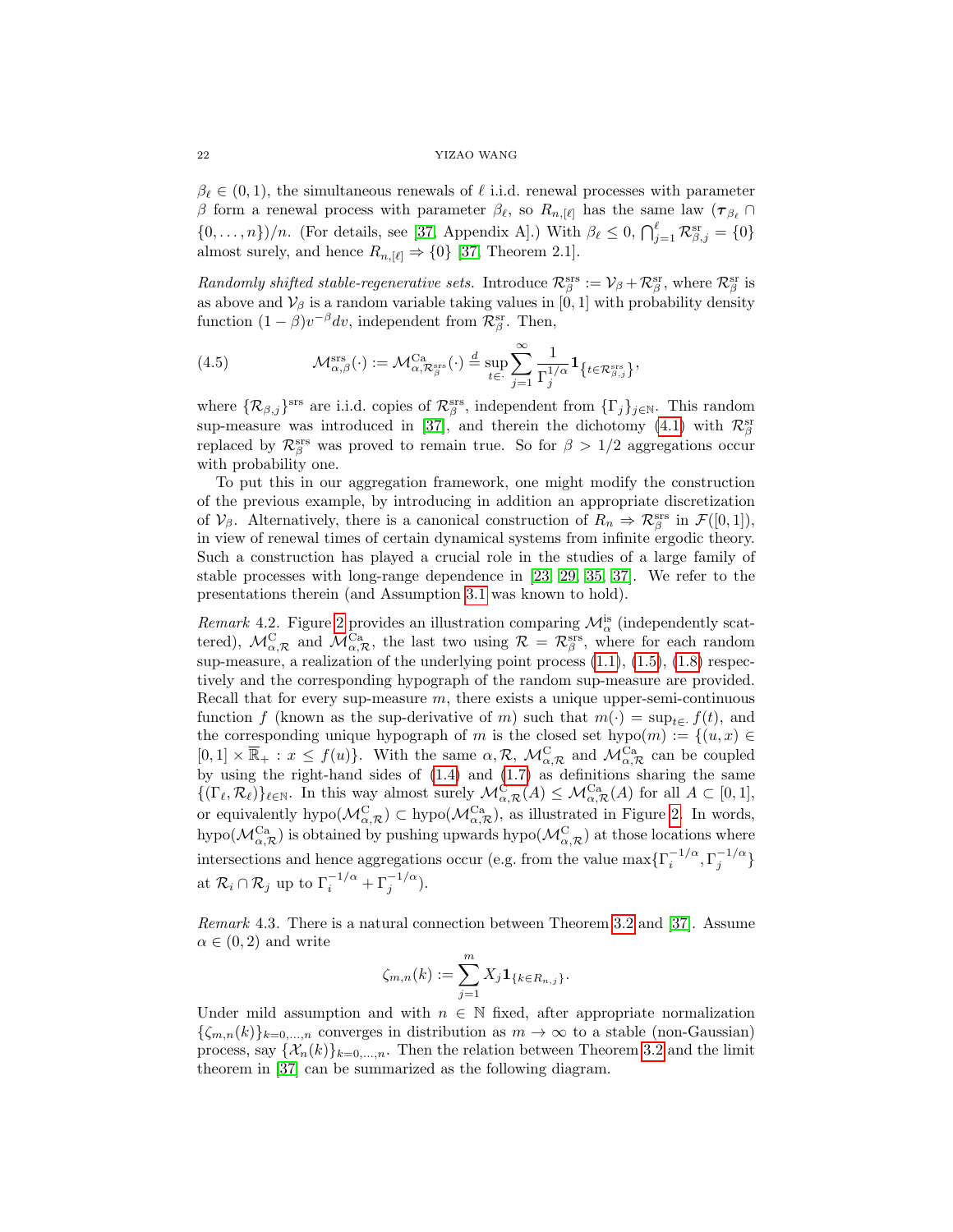$\beta_\ell \in (0,1)$, the simultaneous renewals of $\ell$ i.i.d. renewal processes with parameter $\beta$ form a renewal process with parameter $\beta_\ell$, so $R_{n,[\ell]}$ has the same law $(\boldsymbol{\tau}_{\beta_\ell} \cap \{0,\dots,n\})/n$. (For details, see [37, Appendix A].) With $\beta_\ell \le 0$, $\bigcap_{j=1}^\ell \mathcal{R}^{\rm sr}_{\beta,j} = \{0\}$ almost surely, and hence $R_{n,[\ell]} \Rightarrow \{0\}$ [37, Theorem 2.1].

*Randomly shifted stable-regenerative sets.* Introduce $\mathcal{R}^{\rm srs}_\beta := \mathcal{V}_\beta + \mathcal{R}^{\rm sr}_\beta$, where $\mathcal{R}^{\rm sr}_\beta$ is as above and $\mathcal{V}_\beta$ is a random variable taking values in $[0,1]$ with probability density function $(1-\beta)v^{-\beta}dv$, independent from $\mathcal{R}^{\rm sr}_\beta$. Then,

$$
\mathcal{M}^{\rm srs}_{\alpha,\beta}(\cdot) := \mathcal{M}^{\rm Ca}_{\alpha,\mathcal{R}^{\rm srs}_\beta}(\cdot) \stackrel{d}{=} \sup_{t\in\cdot} \sum_{j=1}^\infty \frac{1}{\Gamma_j^{1/\alpha}} \mathbf{1}_{\{t\in\mathcal{R}^{\rm srs}_{\beta,j}\}}, \tag{4.5}
$$

where $\{\mathcal{R}_{\beta,j}\}^{\rm srs}$ are i.i.d. copies of $\mathcal{R}^{\rm srs}_\beta$, independent from $\{\Gamma_j\}_{j\in\mathbb{N}}$. This random sup-measure was introduced in [37], and therein the dichotomy (4.1) with $\mathcal{R}^{\rm sr}_\beta$ replaced by $\mathcal{R}^{\rm srs}_\beta$ was proved to remain true. So for $\beta > 1/2$ aggregations occur with probability one.

To put this in our aggregation framework, one might modify the construction of the previous example, by introducing in addition an appropriate discretization of $\mathcal{V}_\beta$. Alternatively, there is a canonical construction of $R_n \Rightarrow \mathcal{R}^{\rm srs}_\beta$ in $\mathcal{F}([0,1])$, in view of renewal times of certain dynamical systems from infinite ergodic theory. Such a construction has played a crucial role in the studies of a large family of stable processes with long-range dependence in [23, 29, 35, 37]. We refer to the presentations therein (and Assumption 3.1 was known to hold).

*Remark* 4.2. Figure 2 provides an illustration comparing $\mathcal{M}^{\rm is}_\alpha$ (independently scattered), $\mathcal{M}^{\rm C}_{\alpha,\mathcal{R}}$ and $\mathcal{M}^{\rm Ca}_{\alpha,\mathcal{R}}$, the last two using $\mathcal{R} = \mathcal{R}^{\rm srs}_\beta$, where for each random sup-measure, a realization of the underlying point process (1.1), (1.5), (1.8) respectively and the corresponding hypograph of the random sup-measure are provided. Recall that for every sup-measure $m$, there exists a unique upper-semi-continuous function $f$ (known as the sup-derivative of $m$) such that $m(\cdot) = \sup_{t\in\cdot} f(t)$, and the corresponding unique hypograph of $m$ is the closed set $\text{hypo}(m) := \{(u,x) \in [0,1]\times\overline{\mathbb{R}}_+ : x \le f(u)\}$. With the same $\alpha, \mathcal{R}$, $\mathcal{M}^{\rm C}_{\alpha,\mathcal{R}}$ and $\mathcal{M}^{\rm Ca}_{\alpha,\mathcal{R}}$ can be coupled by using the right-hand sides of (1.4) and (1.7) as definitions sharing the same $\{(\Gamma_\ell,\mathcal{R}_\ell)\}_{\ell\in\mathbb{N}}$. In this way almost surely $\mathcal{M}^{\rm C}_{\alpha,\mathcal{R}}(A) \le \mathcal{M}^{\rm Ca}_{\alpha,\mathcal{R}}(A)$ for all $A \subset [0,1]$, or equivalently $\text{hypo}(\mathcal{M}^{\rm C}_{\alpha,\mathcal{R}}) \subset \text{hypo}(\mathcal{M}^{\rm Ca}_{\alpha,\mathcal{R}})$, as illustrated in Figure 2. In words, $\text{hypo}(\mathcal{M}^{\rm Ca}_{\alpha,\mathcal{R}})$ is obtained by pushing upwards $\text{hypo}(\mathcal{M}^{\rm C}_{\alpha,\mathcal{R}})$ at those locations where intersections and hence aggregations occur (e.g. from the value $\max\{\Gamma_i^{-1/\alpha}, \Gamma_j^{-1/\alpha}\}$ at $\mathcal{R}_i \cap \mathcal{R}_j$ up to $\Gamma_i^{-1/\alpha} + \Gamma_j^{-1/\alpha}$).

*Remark* 4.3. There is a natural connection between Theorem 3.2 and [37]. Assume $\alpha \in (0,2)$ and write

$$
\zeta_{m,n}(k) := \sum_{j=1}^m X_j \mathbf{1}_{\{k\in R_{n,j}\}}.
$$

Under mild assumption and with $n \in \mathbb{N}$ fixed, after appropriate normalization $\{\zeta_{m,n}(k)\}_{k=0,\dots,n}$ converges in distribution as $m\to\infty$ to a stable (non-Gaussian) process, say $\{\mathcal{X}_n(k)\}_{k=0,\dots,n}$. Then the relation between Theorem 3.2 and the limit theorem in [37] can be summarized as the following diagram.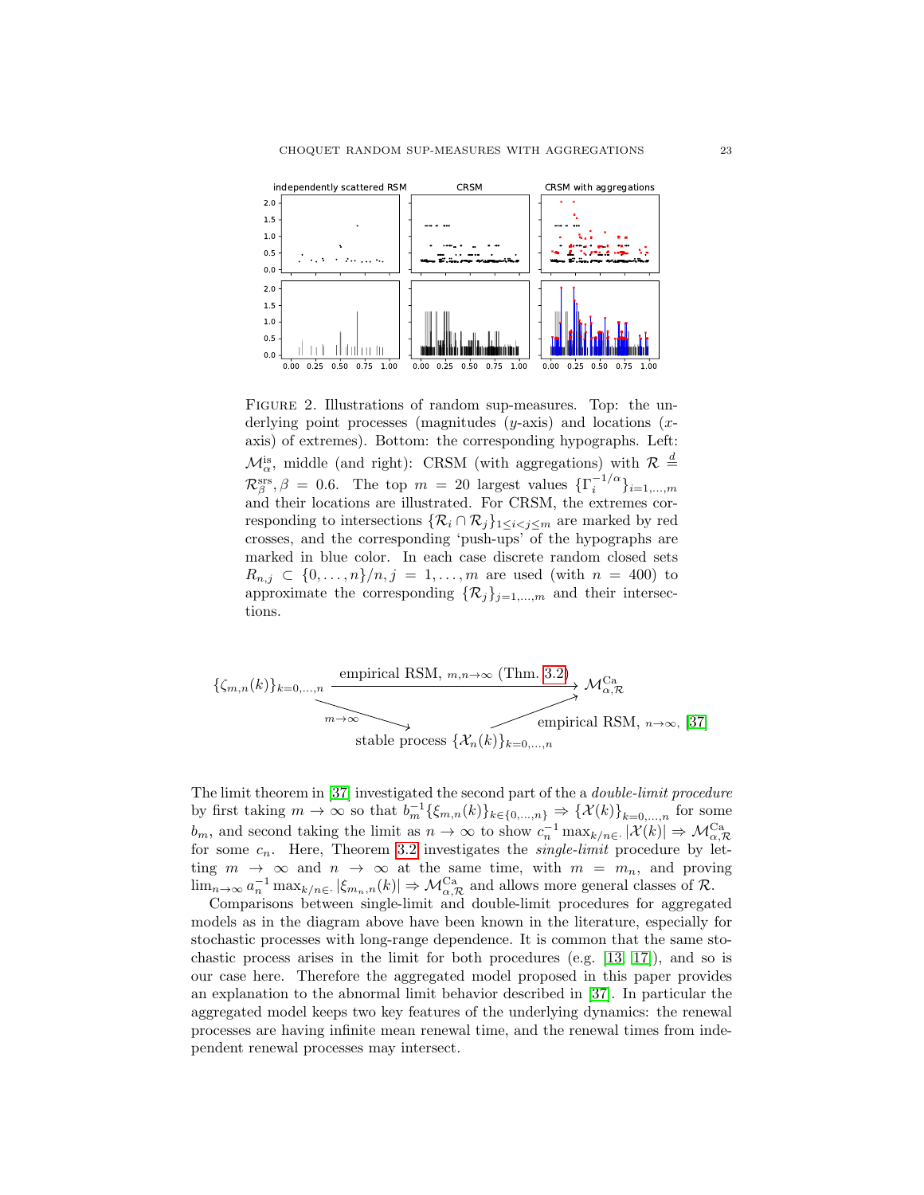Figure 2. Illustrations of random sup-measures. Top: the underlying point processes (magnitudes ($y$-axis) and locations ($x$-axis) of extremes). Bottom: the corresponding hypographs. Left: $\mathcal{M}_\alpha^{\rm is}$, middle (and right): CRSM (with aggregations) with $\mathcal{R} \stackrel{d}{=} \mathcal{R}_\beta^{\rm srs}, \beta = 0.6$. The top $m = 20$ largest values $\{\Gamma_i^{-1/\alpha}\}_{i=1,\dots,m}$ and their locations are illustrated. For CRSM, the extremes corresponding to intersections $\{\mathcal{R}_i \cap \mathcal{R}_j\}_{1\le i<j\le m}$ are marked by red crosses, and the corresponding 'push-ups' of the hypographs are marked in blue color. In each case discrete random closed sets $R_{n,j} \subset \{0,\dots,n\}/n, j = 1,\dots,m$ are used (with $n = 400$) to approximate the corresponding $\{\mathcal{R}_j\}_{j=1,\dots,m}$ and their intersections.

$$
\{\zeta_{m,n}(k)\}_{k=0,\dots,n} \xrightarrow{\text{empirical RSM}, \; m,n\to\infty \text{ (Thm. 3.2)}} \mathcal{M}_{\alpha,\mathcal{R}}^{\rm Ca}
$$

$$
\{\zeta_{m,n}(k)\}_{k=0,\dots,n} \xrightarrow{m\to\infty} \text{stable process } \{\mathcal{X}_n(k)\}_{k=0,\dots,n} \xrightarrow{\text{empirical RSM}, \; n\to\infty, \text{ [37]}} \mathcal{M}_{\alpha,\mathcal{R}}^{\rm Ca}
$$

The limit theorem in [37] investigated the second part of the a *double-limit procedure* by first taking $m \to \infty$ so that $b_m^{-1}\{\xi_{m,n}(k)\}_{k\in\{0,\dots,n\}} \Rightarrow \{\mathcal{X}(k)\}_{k=0,\dots,n}$ for some $b_m$, and second taking the limit as $n \to \infty$ to show $c_n^{-1}\max_{k/n\in\cdot}|\mathcal{X}(k)| \Rightarrow \mathcal{M}_{\alpha,\mathcal{R}}^{\rm Ca}$ for some $c_n$. Here, Theorem 3.2 investigates the *single-limit* procedure by letting $m \to \infty$ and $n \to \infty$ at the same time, with $m = m_n$, and proving $\lim_{n\to\infty} a_n^{-1}\max_{k/n\in\cdot}|\xi_{m_n,n}(k)| \Rightarrow \mathcal{M}_{\alpha,\mathcal{R}}^{\rm Ca}$ and allows more general classes of $\mathcal{R}$.

Comparisons between single-limit and double-limit procedures for aggregated models as in the diagram above have been known in the literature, especially for stochastic processes with long-range dependence. It is common that the same stochastic process arises in the limit for both procedures (e.g. [13, 17]), and so is our case here. Therefore the aggregated model proposed in this paper provides an explanation to the abnormal limit behavior described in [37]. In particular the aggregated model keeps two key features of the underlying dynamics: the renewal processes are having infinite mean renewal time, and the renewal times from independent renewal processes may intersect.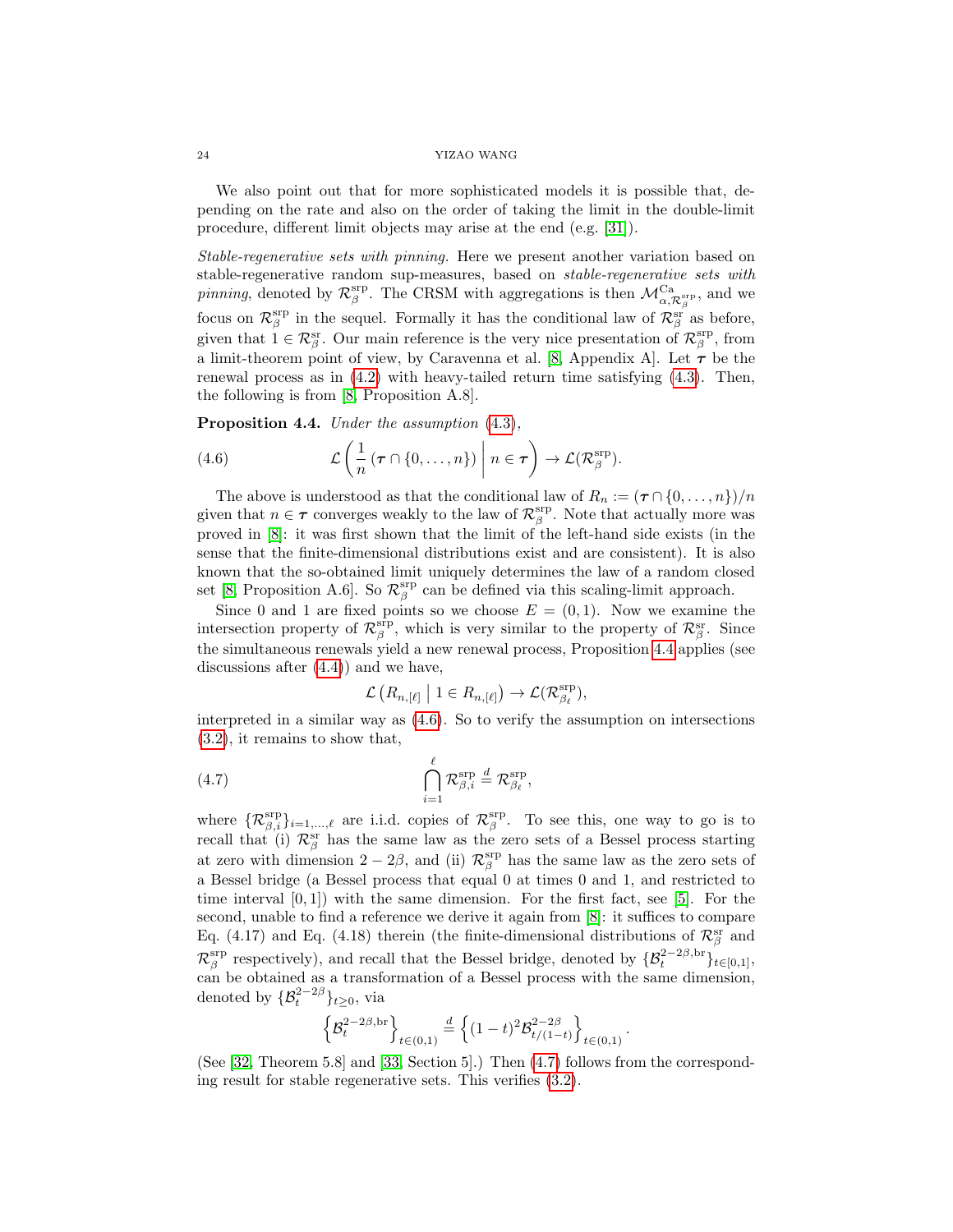We also point out that for more sophisticated models it is possible that, depending on the rate and also on the order of taking the limit in the double-limit procedure, different limit objects may arise at the end (e.g. [31]).

*Stable-regenerative sets with pinning.* Here we present another variation based on stable-regenerative random sup-measures, based on *stable-regenerative sets with pinning*, denoted by $\mathcal{R}_\beta^{\rm srp}$. The CRSM with aggregations is then $\mathcal{M}^{\rm Ca}_{\alpha,\mathcal{R}_\beta^{\rm srp}}$, and we focus on $\mathcal{R}_\beta^{\rm srp}$ in the sequel. Formally it has the conditional law of $\mathcal{R}_\beta^{\rm sr}$ as before, given that $1\in\mathcal{R}_\beta^{\rm sr}$. Our main reference is the very nice presentation of $\mathcal{R}_\beta^{\rm srp}$, from a limit-theorem point of view, by Caravenna et al. [8, Appendix A]. Let $\boldsymbol{\tau}$ be the renewal process as in (4.2) with heavy-tailed return time satisfying (4.3). Then, the following is from [8, Proposition A.8].

**Proposition 4.4.** *Under the assumption* (4.3),

$$\mathcal{L}\left(\frac{1}{n}\left(\boldsymbol{\tau}\cap\{0,\dots,n\}\right)\;\middle|\; n\in\boldsymbol{\tau}\right)\to\mathcal{L}(\mathcal{R}_\beta^{\rm srp}). \tag{4.6}$$

The above is understood as that the conditional law of $R_n := (\boldsymbol{\tau}\cap\{0,\dots,n\})/n$ given that $n\in\boldsymbol{\tau}$ converges weakly to the law of $\mathcal{R}_\beta^{\rm srp}$. Note that actually more was proved in [8]: it was first shown that the limit of the left-hand side exists (in the sense that the finite-dimensional distributions exist and are consistent). It is also known that the so-obtained limit uniquely determines the law of a random closed set [8, Proposition A.6]. So $\mathcal{R}_\beta^{\rm srp}$ can be defined via this scaling-limit approach.

Since 0 and 1 are fixed points so we choose $E=(0,1)$. Now we examine the intersection property of $\mathcal{R}_\beta^{\rm srp}$, which is very similar to the property of $\mathcal{R}_\beta^{\rm sr}$. Since the simultaneous renewals yield a new renewal process, Proposition 4.4 applies (see discussions after (4.4)) and we have,

$$\mathcal{L}\left(R_{n,[\ell]}\;\middle|\;1\in R_{n,[\ell]}\right)\to\mathcal{L}(\mathcal{R}_{\beta_\ell}^{\rm srp}),$$

interpreted in a similar way as (4.6). So to verify the assumption on intersections (3.2), it remains to show that,

$$\bigcap_{i=1}^{\ell}\mathcal{R}_{\beta,i}^{\rm srp}\stackrel{d}{=}\mathcal{R}_{\beta_\ell}^{\rm srp}, \tag{4.7}$$

where $\{\mathcal{R}_{\beta,i}^{\rm srp}\}_{i=1,\dots,\ell}$ are i.i.d. copies of $\mathcal{R}_\beta^{\rm srp}$. To see this, one way to go is to recall that (i) $\mathcal{R}_\beta^{\rm sr}$ has the same law as the zero sets of a Bessel process starting at zero with dimension $2-2\beta$, and (ii) $\mathcal{R}_\beta^{\rm srp}$ has the same law as the zero sets of a Bessel bridge (a Bessel process that equal 0 at times 0 and 1, and restricted to time interval $[0,1]$) with the same dimension. For the first fact, see [5]. For the second, unable to find a reference we derive it again from [8]: it suffices to compare Eq. (4.17) and Eq. (4.18) therein (the finite-dimensional distributions of $\mathcal{R}_\beta^{\rm sr}$ and $\mathcal{R}_\beta^{\rm srp}$ respectively), and recall that the Bessel bridge, denoted by $\{\mathcal{B}_t^{2-2\beta,{\rm br}}\}_{t\in[0,1]}$, can be obtained as a transformation of a Bessel process with the same dimension, denoted by $\{\mathcal{B}_t^{2-2\beta}\}_{t\ge 0}$, via

$$\left\{\mathcal{B}_t^{2-2\beta,{\rm br}}\right\}_{t\in(0,1)}\stackrel{d}{=}\left\{(1-t)^2\mathcal{B}_{t/(1-t)}^{2-2\beta}\right\}_{t\in(0,1)}.$$

(See [32, Theorem 5.8] and [33, Section 5].) Then (4.7) follows from the corresponding result for stable regenerative sets. This verifies (3.2).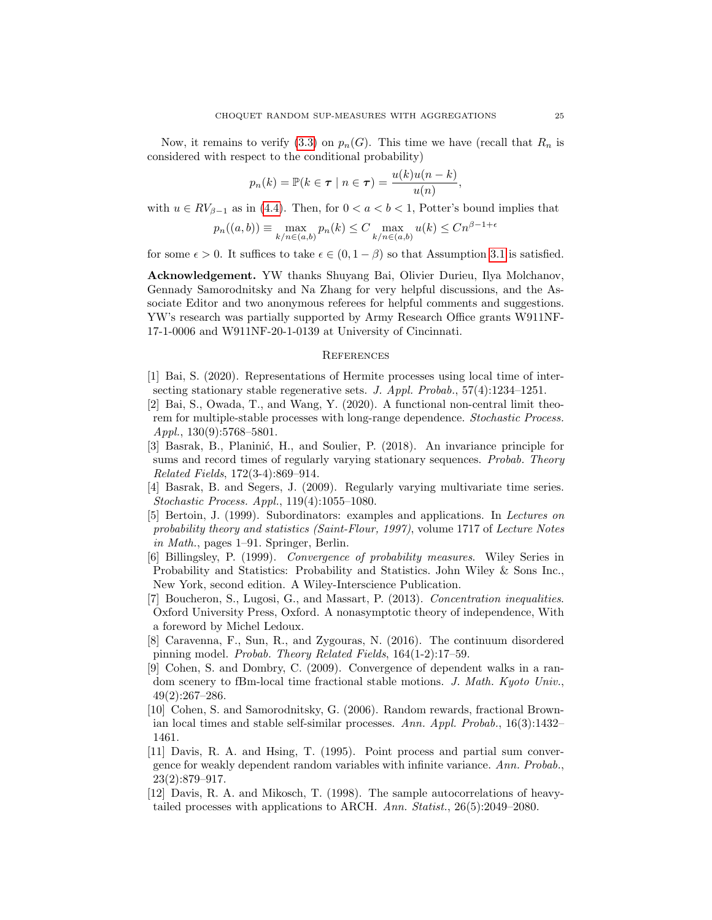Now, it remains to verify (3.3) on $p_n(G)$. This time we have (recall that $R_n$ is considered with respect to the conditional probability)

$$p_n(k) = \mathbb{P}(k \in \boldsymbol{\tau} \mid n \in \boldsymbol{\tau}) = \frac{u(k)u(n-k)}{u(n)},$$

with $u \in RV_{\beta-1}$ as in (4.4). Then, for $0 < a < b < 1$, Potter's bound implies that

$$p_n((a,b)) \equiv \max_{k/n \in (a,b)} p_n(k) \le C \max_{k/n \in (a,b)} u(k) \le C n^{\beta - 1 + \epsilon}$$

for some $\epsilon > 0$. It suffices to take $\epsilon \in (0, 1-\beta)$ so that Assumption 3.1 is satisfied.

**Acknowledgement.** YW thanks Shuyang Bai, Olivier Durieu, Ilya Molchanov, Gennady Samorodnitsky and Na Zhang for very helpful discussions, and the Associate Editor and two anonymous referees for helpful comments and suggestions. YW's research was partially supported by Army Research Office grants W911NF-17-1-0006 and W911NF-20-1-0139 at University of Cincinnati.

## References

[1] Bai, S. (2020). Representations of Hermite processes using local time of intersecting stationary stable regenerative sets. *J. Appl. Probab.*, 57(4):1234–1251.

[2] Bai, S., Owada, T., and Wang, Y. (2020). A functional non-central limit theorem for multiple-stable processes with long-range dependence. *Stochastic Process. Appl.*, 130(9):5768–5801.

[3] Basrak, B., Planinić, H., and Soulier, P. (2018). An invariance principle for sums and record times of regularly varying stationary sequences. *Probab. Theory Related Fields*, 172(3-4):869–914.

[4] Basrak, B. and Segers, J. (2009). Regularly varying multivariate time series. *Stochastic Process. Appl.*, 119(4):1055–1080.

[5] Bertoin, J. (1999). Subordinators: examples and applications. In *Lectures on probability theory and statistics (Saint-Flour, 1997)*, volume 1717 of *Lecture Notes in Math.*, pages 1–91. Springer, Berlin.

[6] Billingsley, P. (1999). *Convergence of probability measures*. Wiley Series in Probability and Statistics: Probability and Statistics. John Wiley & Sons Inc., New York, second edition. A Wiley-Interscience Publication.

[7] Boucheron, S., Lugosi, G., and Massart, P. (2013). *Concentration inequalities*. Oxford University Press, Oxford. A nonasymptotic theory of independence, With a foreword by Michel Ledoux.

[8] Caravenna, F., Sun, R., and Zygouras, N. (2016). The continuum disordered pinning model. *Probab. Theory Related Fields*, 164(1-2):17–59.

[9] Cohen, S. and Dombry, C. (2009). Convergence of dependent walks in a random scenery to fBm-local time fractional stable motions. *J. Math. Kyoto Univ.*, 49(2):267–286.

[10] Cohen, S. and Samorodnitsky, G. (2006). Random rewards, fractional Brownian local times and stable self-similar processes. *Ann. Appl. Probab.*, 16(3):1432–1461.

[11] Davis, R. A. and Hsing, T. (1995). Point process and partial sum convergence for weakly dependent random variables with infinite variance. *Ann. Probab.*, 23(2):879–917.

[12] Davis, R. A. and Mikosch, T. (1998). The sample autocorrelations of heavy-tailed processes with applications to ARCH. *Ann. Statist.*, 26(5):2049–2080.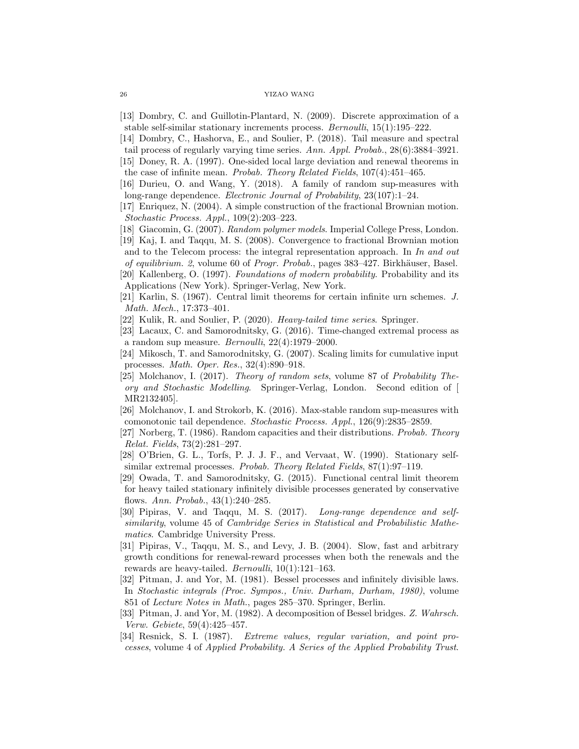[13] Dombry, C. and Guillotin-Plantard, N. (2009). Discrete approximation of a stable self-similar stationary increments process. *Bernoulli*, 15(1):195–222.

[14] Dombry, C., Hashorva, E., and Soulier, P. (2018). Tail measure and spectral tail process of regularly varying time series. *Ann. Appl. Probab.*, 28(6):3884–3921.

[15] Doney, R. A. (1997). One-sided local large deviation and renewal theorems in the case of infinite mean. *Probab. Theory Related Fields*, 107(4):451–465.

[16] Durieu, O. and Wang, Y. (2018). A family of random sup-measures with long-range dependence. *Electronic Journal of Probability*, 23(107):1–24.

[17] Enriquez, N. (2004). A simple construction of the fractional Brownian motion. *Stochastic Process. Appl.*, 109(2):203–223.

[18] Giacomin, G. (2007). *Random polymer models*. Imperial College Press, London.

[19] Kaj, I. and Taqqu, M. S. (2008). Convergence to fractional Brownian motion and to the Telecom process: the integral representation approach. In *In and out of equilibrium. 2*, volume 60 of *Progr. Probab.*, pages 383–427. Birkhäuser, Basel.

[20] Kallenberg, O. (1997). *Foundations of modern probability*. Probability and its Applications (New York). Springer-Verlag, New York.

[21] Karlin, S. (1967). Central limit theorems for certain infinite urn schemes. *J. Math. Mech.*, 17:373–401.

[22] Kulik, R. and Soulier, P. (2020). *Heavy-tailed time series*. Springer.

[23] Lacaux, C. and Samorodnitsky, G. (2016). Time-changed extremal process as a random sup measure. *Bernoulli*, 22(4):1979–2000.

[24] Mikosch, T. and Samorodnitsky, G. (2007). Scaling limits for cumulative input processes. *Math. Oper. Res.*, 32(4):890–918.

[25] Molchanov, I. (2017). *Theory of random sets*, volume 87 of *Probability Theory and Stochastic Modelling*. Springer-Verlag, London. Second edition of [ MR2132405].

[26] Molchanov, I. and Strokorb, K. (2016). Max-stable random sup-measures with comonotonic tail dependence. *Stochastic Process. Appl.*, 126(9):2835–2859.

[27] Norberg, T. (1986). Random capacities and their distributions. *Probab. Theory Relat. Fields*, 73(2):281–297.

[28] O'Brien, G. L., Torfs, P. J. J. F., and Vervaat, W. (1990). Stationary self-similar extremal processes. *Probab. Theory Related Fields*, 87(1):97–119.

[29] Owada, T. and Samorodnitsky, G. (2015). Functional central limit theorem for heavy tailed stationary infinitely divisible processes generated by conservative flows. *Ann. Probab.*, 43(1):240–285.

[30] Pipiras, V. and Taqqu, M. S. (2017). *Long-range dependence and self-similarity*, volume 45 of *Cambridge Series in Statistical and Probabilistic Mathematics*. Cambridge University Press.

[31] Pipiras, V., Taqqu, M. S., and Levy, J. B. (2004). Slow, fast and arbitrary growth conditions for renewal-reward processes when both the renewals and the rewards are heavy-tailed. *Bernoulli*, 10(1):121–163.

[32] Pitman, J. and Yor, M. (1981). Bessel processes and infinitely divisible laws. In *Stochastic integrals (Proc. Sympos., Univ. Durham, Durham, 1980)*, volume 851 of *Lecture Notes in Math.*, pages 285–370. Springer, Berlin.

[33] Pitman, J. and Yor, M. (1982). A decomposition of Bessel bridges. *Z. Wahrsch. Verw. Gebiete*, 59(4):425–457.

[34] Resnick, S. I. (1987). *Extreme values, regular variation, and point processes*, volume 4 of *Applied Probability. A Series of the Applied Probability Trust*.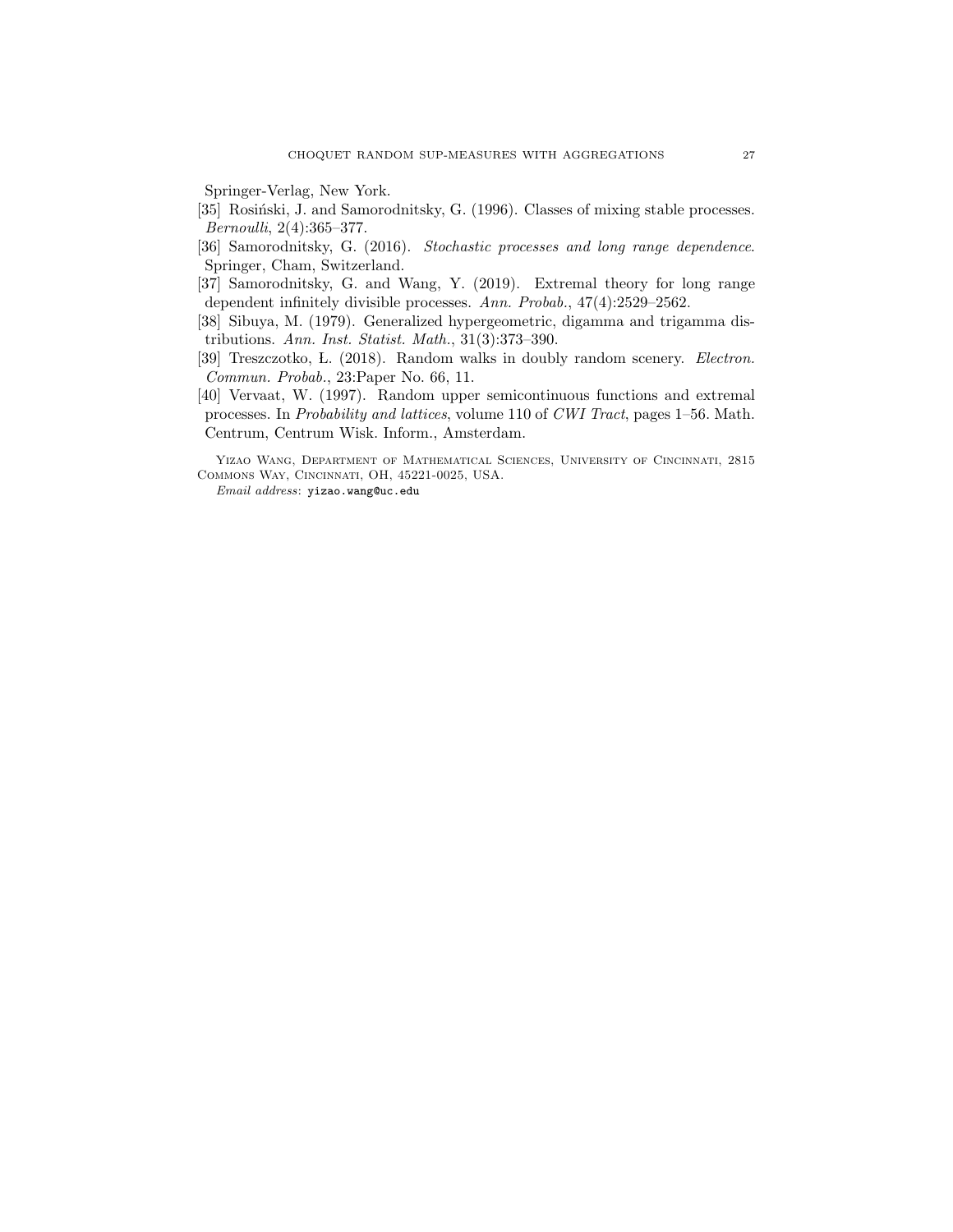Springer-Verlag, New York.

[35] Rosiński, J. and Samorodnitsky, G. (1996). Classes of mixing stable processes. *Bernoulli*, 2(4):365–377.

[36] Samorodnitsky, G. (2016). *Stochastic processes and long range dependence*. Springer, Cham, Switzerland.

[37] Samorodnitsky, G. and Wang, Y. (2019). Extremal theory for long range dependent infinitely divisible processes. *Ann. Probab.*, 47(4):2529–2562.

[38] Sibuya, M. (1979). Generalized hypergeometric, digamma and trigamma distributions. *Ann. Inst. Statist. Math.*, 31(3):373–390.

[39] Treszczotko, Ł. (2018). Random walks in doubly random scenery. *Electron. Commun. Probab.*, 23:Paper No. 66, 11.

[40] Vervaat, W. (1997). Random upper semicontinuous functions and extremal processes. In *Probability and lattices*, volume 110 of *CWI Tract*, pages 1–56. Math. Centrum, Centrum Wisk. Inform., Amsterdam.

Yizao Wang, Department of Mathematical Sciences, University of Cincinnati, 2815 Commons Way, Cincinnati, OH, 45221-0025, USA.

*Email address*: yizao.wang@uc.edu